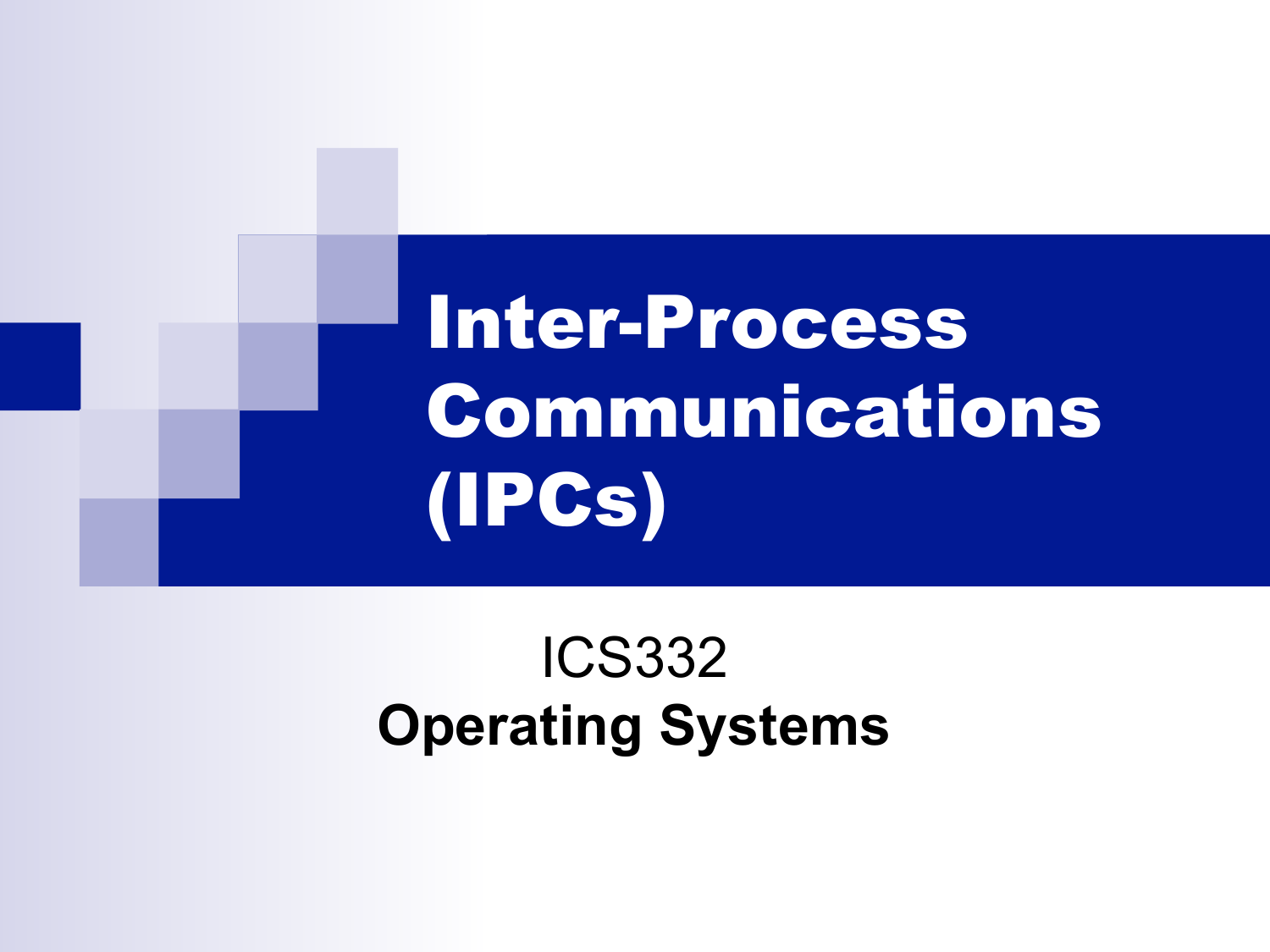# Inter-Process Communications (IPCs)

ICS332

**Operating Systems**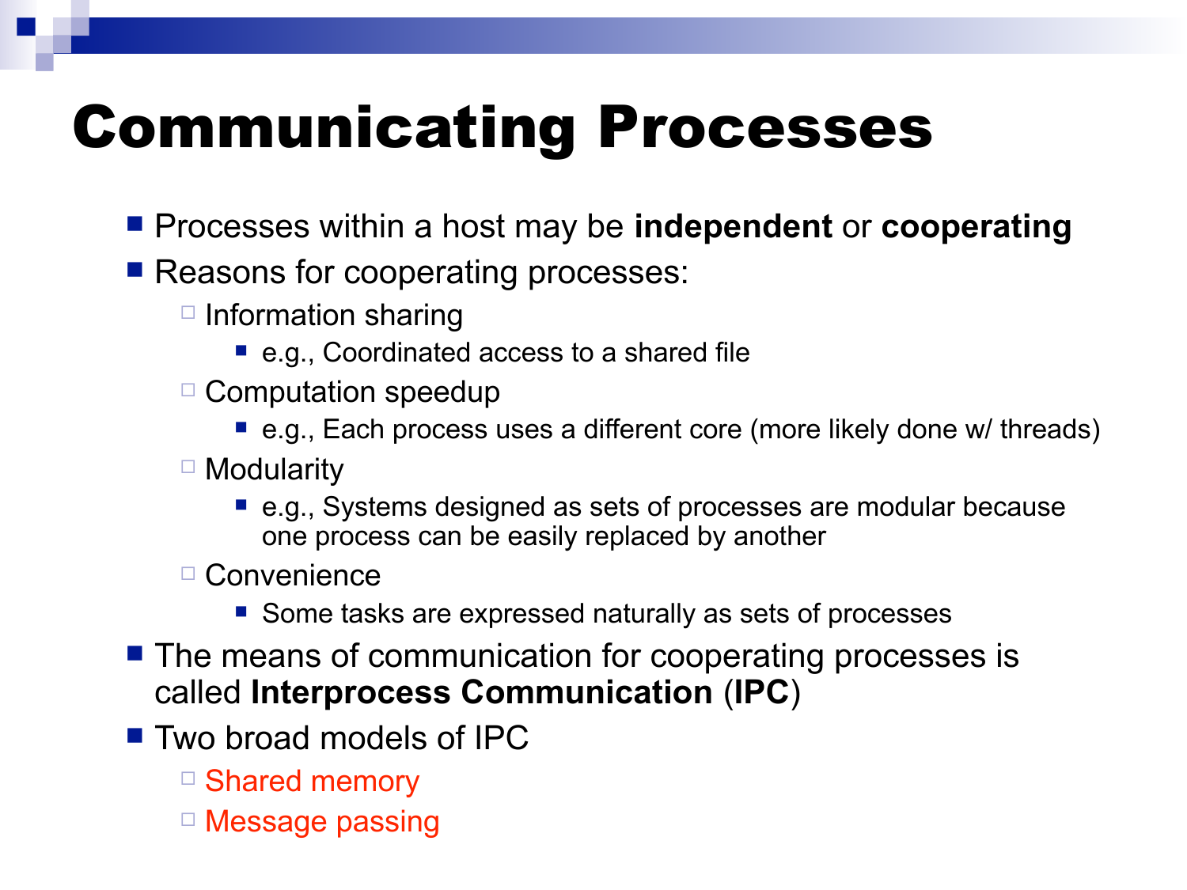# Communicating Processes

- Processes within a host may be **independent** or **cooperating**
- Reasons for cooperating processes:
  - Information sharing
    - e.g., Coordinated access to a shared file
  - Computation speedup
    - e.g., Each process uses a different core (more likely done w/ threads)
  - Modularity
    - e.g., Systems designed as sets of processes are modular because one process can be easily replaced by another
  - Convenience
    - Some tasks are expressed naturally as sets of processes
- The means of communication for cooperating processes is called **Interprocess Communication** (**IPC**)
- Two broad models of IPC
  - Shared memory
  - Message passing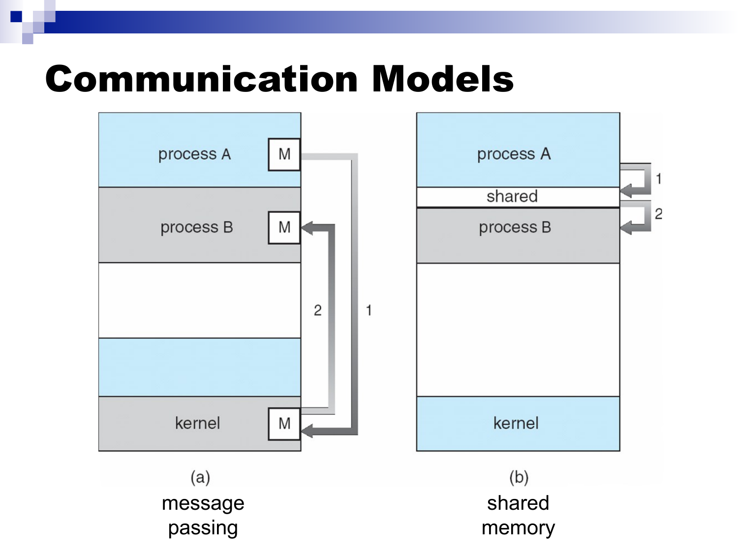# Communication Models

process A | M

process B | M

kernel | M

2 | 1

(a)

message passing

process A

shared

process B

kernel

1 | 2

(b)

shared memory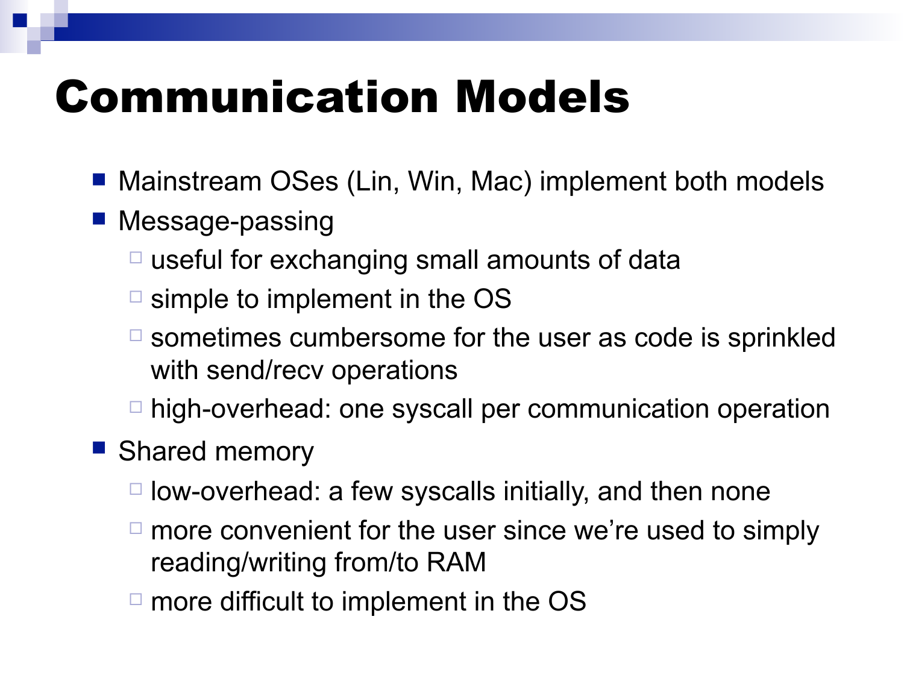# Communication Models

- Mainstream OSes (Lin, Win, Mac) implement both models
- Message-passing
  - useful for exchanging small amounts of data
  - simple to implement in the OS
  - sometimes cumbersome for the user as code is sprinkled with send/recv operations
  - high-overhead: one syscall per communication operation
- Shared memory
  - low-overhead: a few syscalls initially, and then none
  - more convenient for the user since we're used to simply reading/writing from/to RAM
  - more difficult to implement in the OS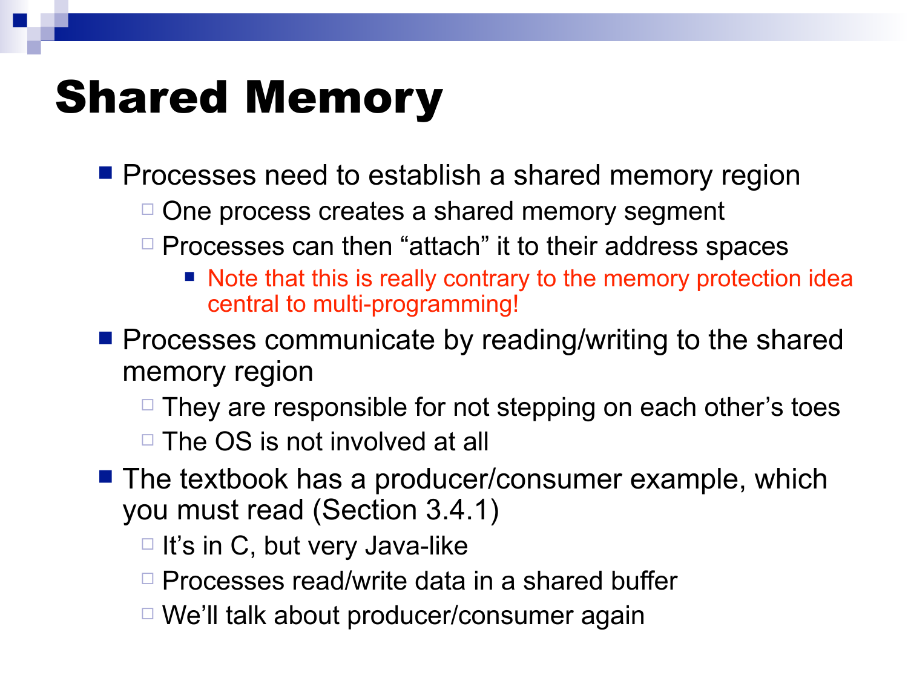# Shared Memory

- Processes need to establish a shared memory region
  - One process creates a shared memory segment
  - Processes can then "attach" it to their address spaces
    - Note that this is really contrary to the memory protection idea central to multi-programming!
- Processes communicate by reading/writing to the shared memory region
  - They are responsible for not stepping on each other's toes
  - The OS is not involved at all
- The textbook has a producer/consumer example, which you must read (Section 3.4.1)
  - It's in C, but very Java-like
  - Processes read/write data in a shared buffer
  - We'll talk about producer/consumer again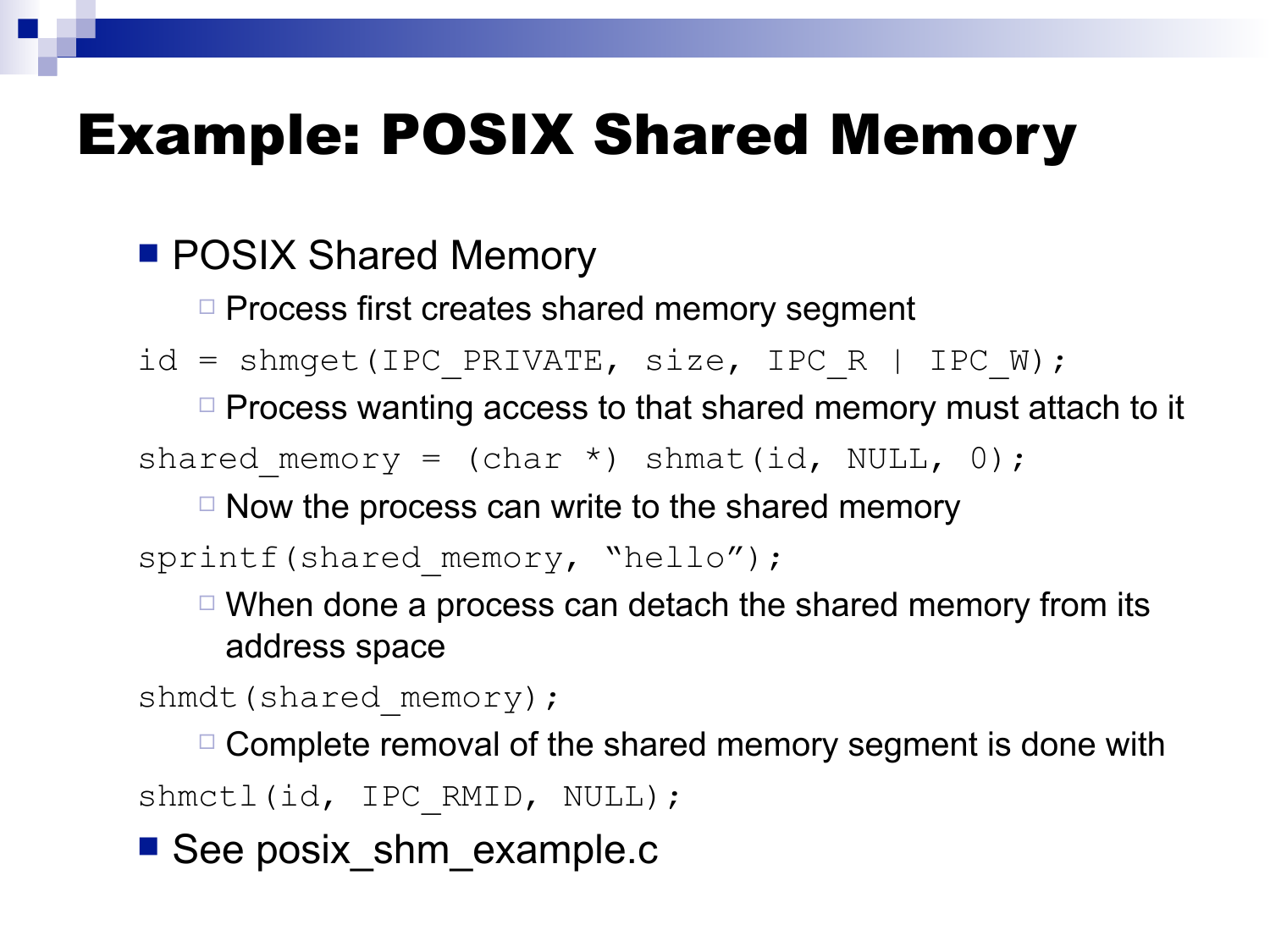# Example: POSIX Shared Memory

- POSIX Shared Memory
  - Process first creates shared memory segment

```
id = shmget(IPC_PRIVATE, size, IPC_R | IPC_W);
```

  - Process wanting access to that shared memory must attach to it

```
shared_memory = (char *) shmat(id, NULL, 0);
```

  - Now the process can write to the shared memory

```
sprintf(shared_memory, "hello");
```

  - When done a process can detach the shared memory from its address space

```
shmdt(shared_memory);
```

  - Complete removal of the shared memory segment is done with

```
shmctl(id, IPC_RMID, NULL);
```

- See posix_shm_example.c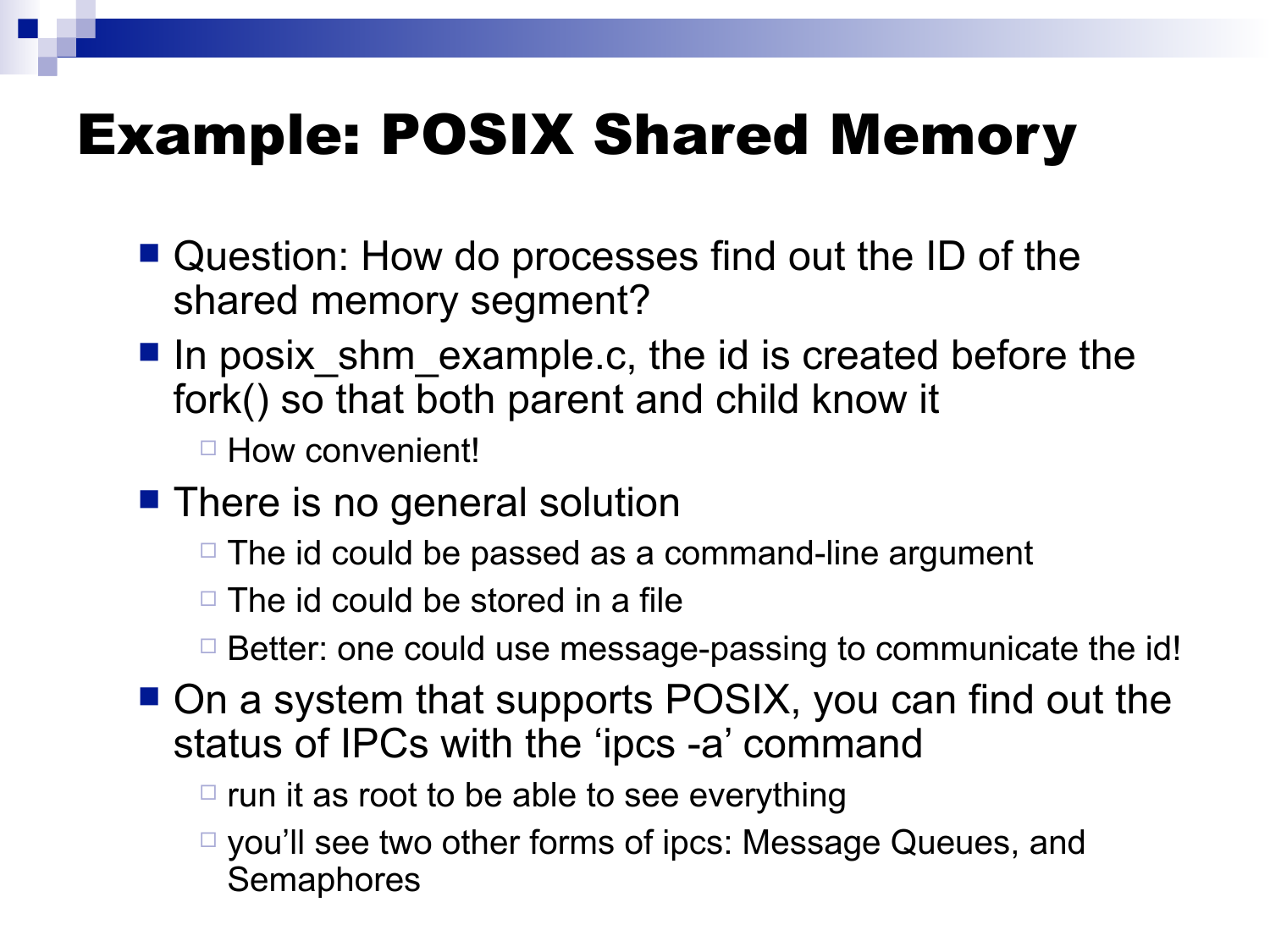# Example: POSIX Shared Memory

- Question: How do processes find out the ID of the shared memory segment?
- In posix_shm_example.c, the id is created before the fork() so that both parent and child know it
  - How convenient!
- There is no general solution
  - The id could be passed as a command-line argument
  - The id could be stored in a file
  - Better: one could use message-passing to communicate the id!
- On a system that supports POSIX, you can find out the status of IPCs with the ‘ipcs -a’ command
  - run it as root to be able to see everything
  - you’ll see two other forms of ipcs: Message Queues, and Semaphores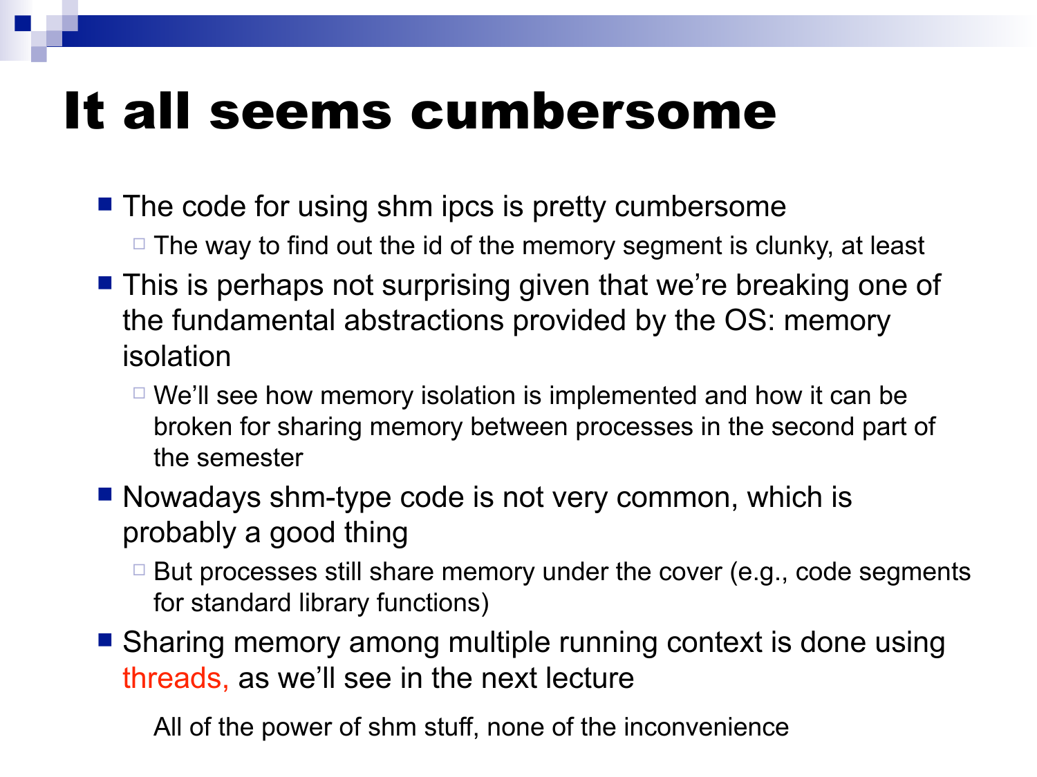# It all seems cumbersome

- The code for using shm ipcs is pretty cumbersome
  - The way to find out the id of the memory segment is clunky, at least
- This is perhaps not surprising given that we're breaking one of the fundamental abstractions provided by the OS: memory isolation
  - We'll see how memory isolation is implemented and how it can be broken for sharing memory between processes in the second part of the semester
- Nowadays shm-type code is not very common, which is probably a good thing
  - But processes still share memory under the cover (e.g., code segments for standard library functions)
- Sharing memory among multiple running context is done using threads, as we'll see in the next lecture

  All of the power of shm stuff, none of the inconvenience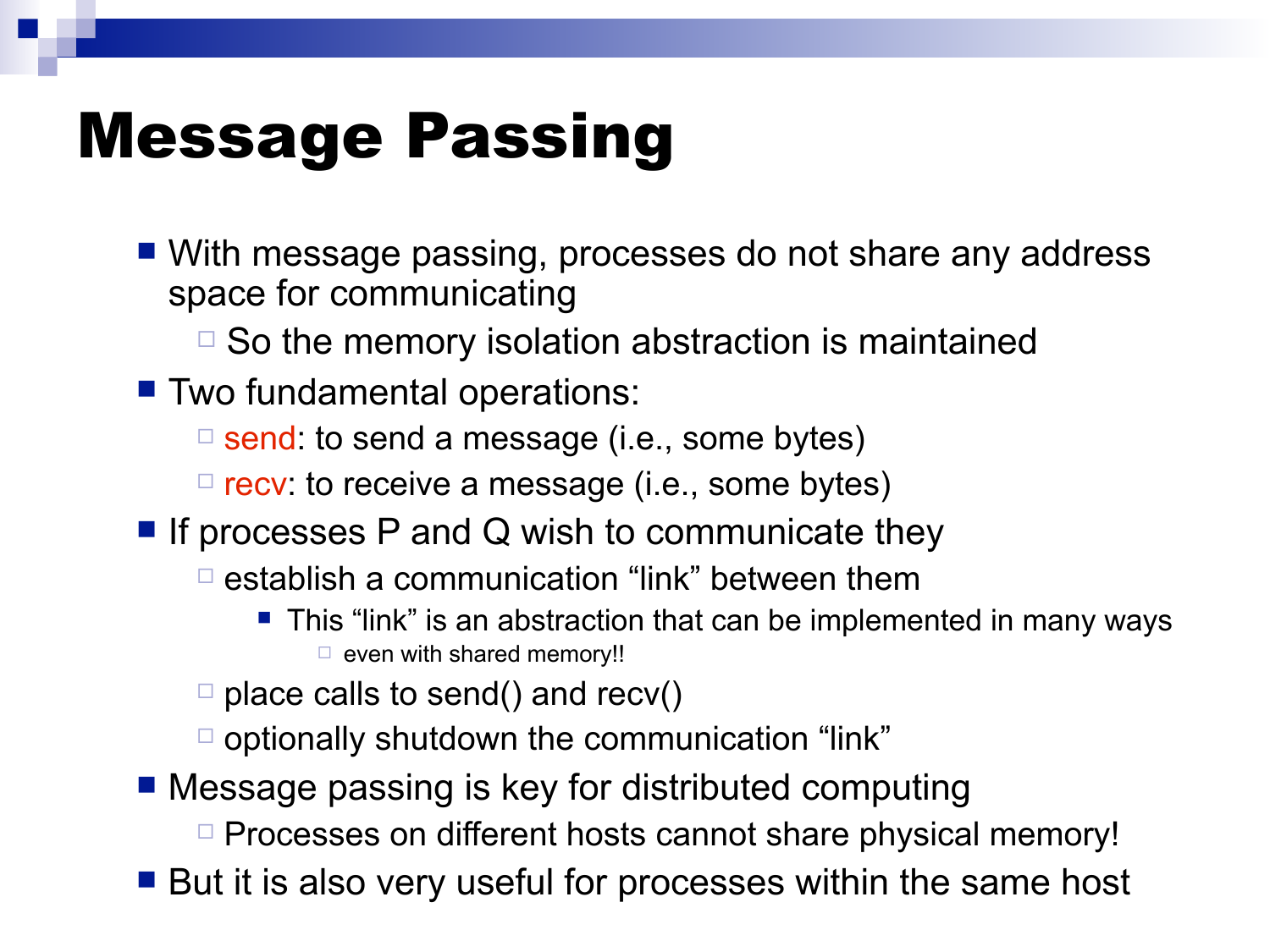# Message Passing

- With message passing, processes do not share any address space for communicating
  - So the memory isolation abstraction is maintained
- Two fundamental operations:
  - send: to send a message (i.e., some bytes)
  - recv: to receive a message (i.e., some bytes)
- If processes P and Q wish to communicate they
  - establish a communication “link” between them
    - This “link” is an abstraction that can be implemented in many ways
      - even with shared memory!!
  - place calls to send() and recv()
  - optionally shutdown the communication “link”
- Message passing is key for distributed computing
  - Processes on different hosts cannot share physical memory!
- But it is also very useful for processes within the same host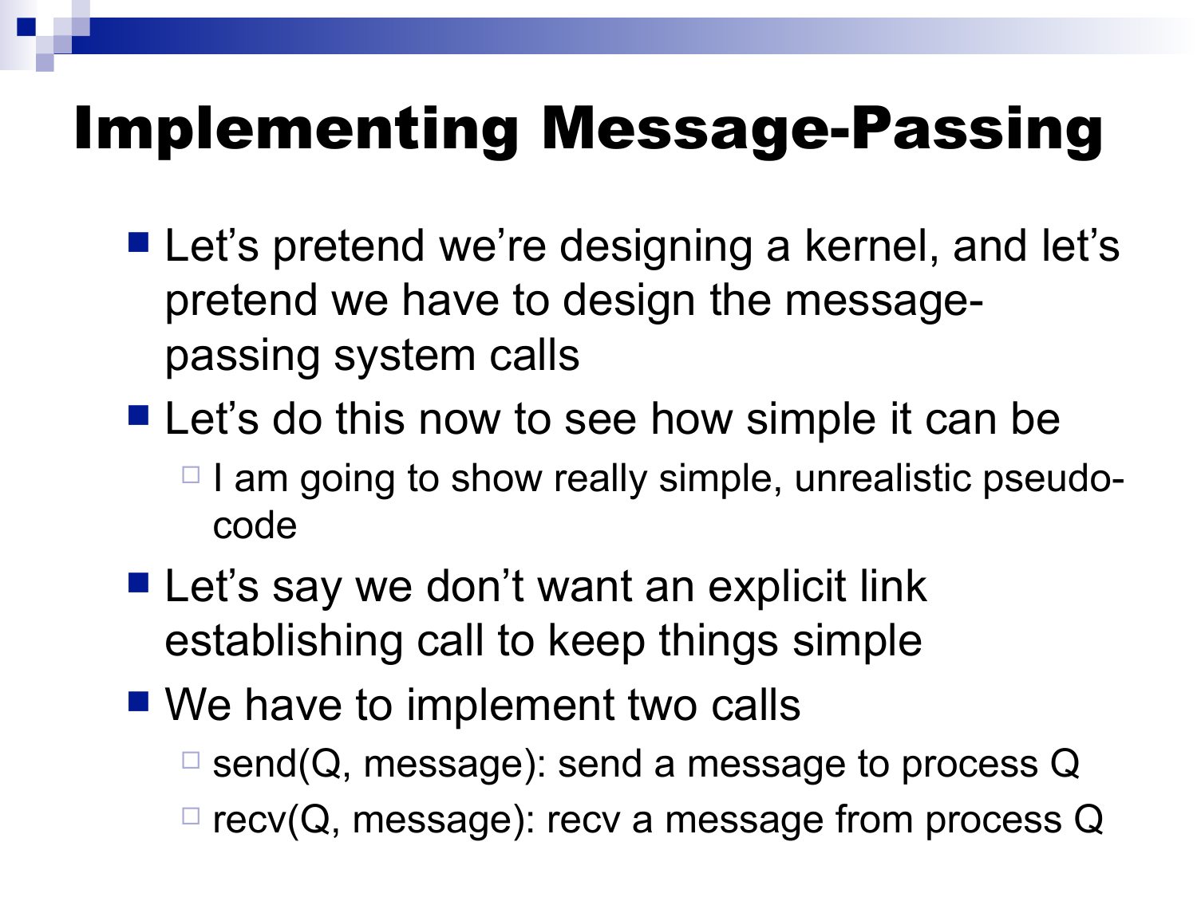# Implementing Message-Passing

- Let's pretend we're designing a kernel, and let's pretend we have to design the message-passing system calls
- Let's do this now to see how simple it can be
  - I am going to show really simple, unrealistic pseudo-code
- Let's say we don't want an explicit link establishing call to keep things simple
- We have to implement two calls
  - send(Q, message): send a message to process Q
  - recv(Q, message): recv a message from process Q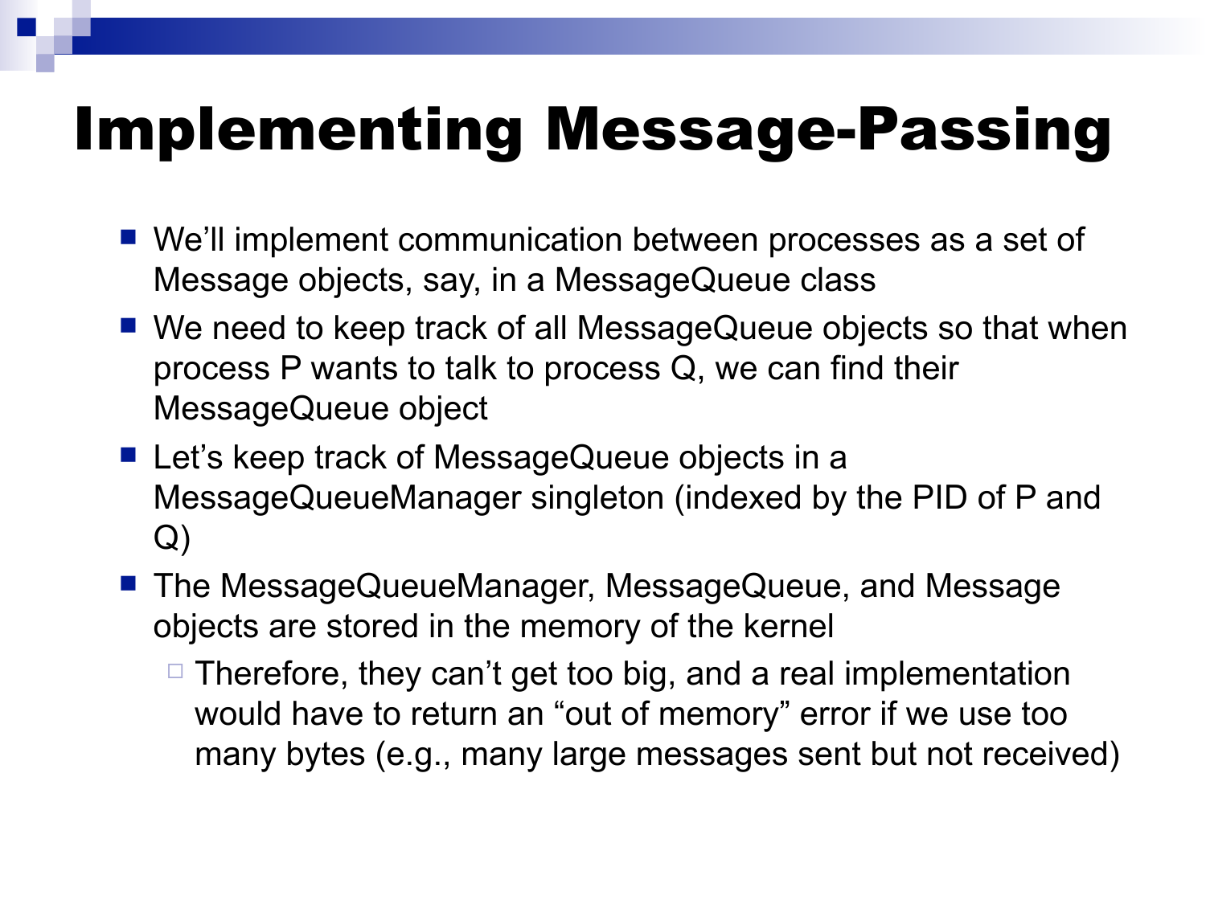# Implementing Message-Passing

- We'll implement communication between processes as a set of Message objects, say, in a MessageQueue class
- We need to keep track of all MessageQueue objects so that when process P wants to talk to process Q, we can find their MessageQueue object
- Let's keep track of MessageQueue objects in a MessageQueueManager singleton (indexed by the PID of P and Q)
- The MessageQueueManager, MessageQueue, and Message objects are stored in the memory of the kernel
  - Therefore, they can't get too big, and a real implementation would have to return an "out of memory" error if we use too many bytes (e.g., many large messages sent but not received)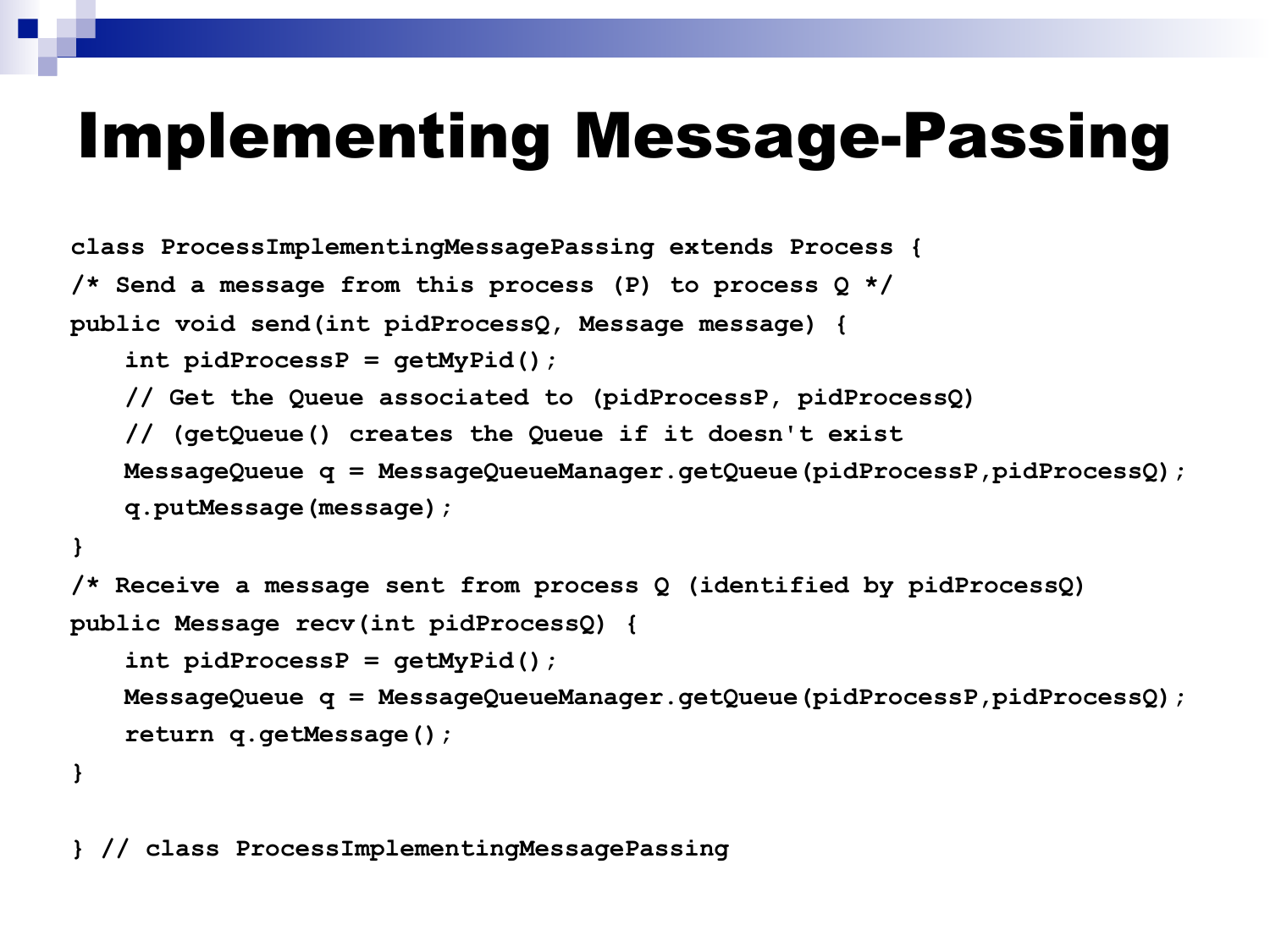# Implementing Message-Passing

```
class ProcessImplementingMessagePassing extends Process {
/* Send a message from this process (P) to process Q */
public void send(int pidProcessQ, Message message) {
    int pidProcessP = getMyPid();
    // Get the Queue associated to (pidProcessP, pidProcessQ)
    // (getQueue() creates the Queue if it doesn't exist
    MessageQueue q = MessageQueueManager.getQueue(pidProcessP,pidProcessQ);
    q.putMessage(message);
}
/* Receive a message sent from process Q (identified by pidProcessQ)
public Message recv(int pidProcessQ) {
    int pidProcessP = getMyPid();
    MessageQueue q = MessageQueueManager.getQueue(pidProcessP,pidProcessQ);
    return q.getMessage();
}

} // class ProcessImplementingMessagePassing
```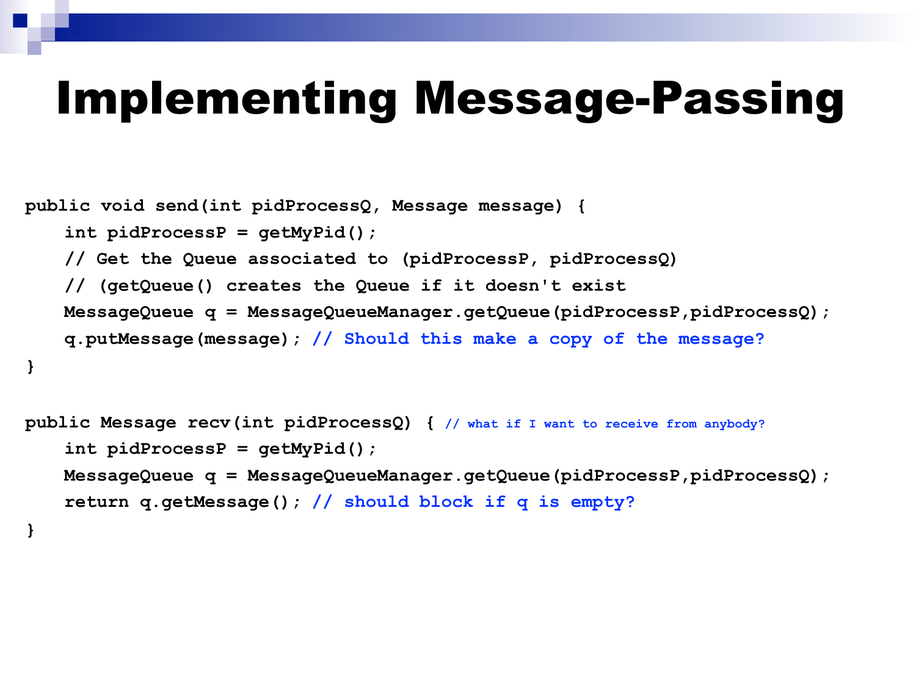# Implementing Message-Passing

```
public void send(int pidProcessQ, Message message) {
    int pidProcessP = getMyPid();
    // Get the Queue associated to (pidProcessP, pidProcessQ)
    // (getQueue() creates the Queue if it doesn't exist
    MessageQueue q = MessageQueueManager.getQueue(pidProcessP,pidProcessQ);
    q.putMessage(message); // Should this make a copy of the message?
}

public Message recv(int pidProcessQ) { // what if I want to receive from anybody?
    int pidProcessP = getMyPid();
    MessageQueue q = MessageQueueManager.getQueue(pidProcessP,pidProcessQ);
    return q.getMessage(); // should block if q is empty?
}
```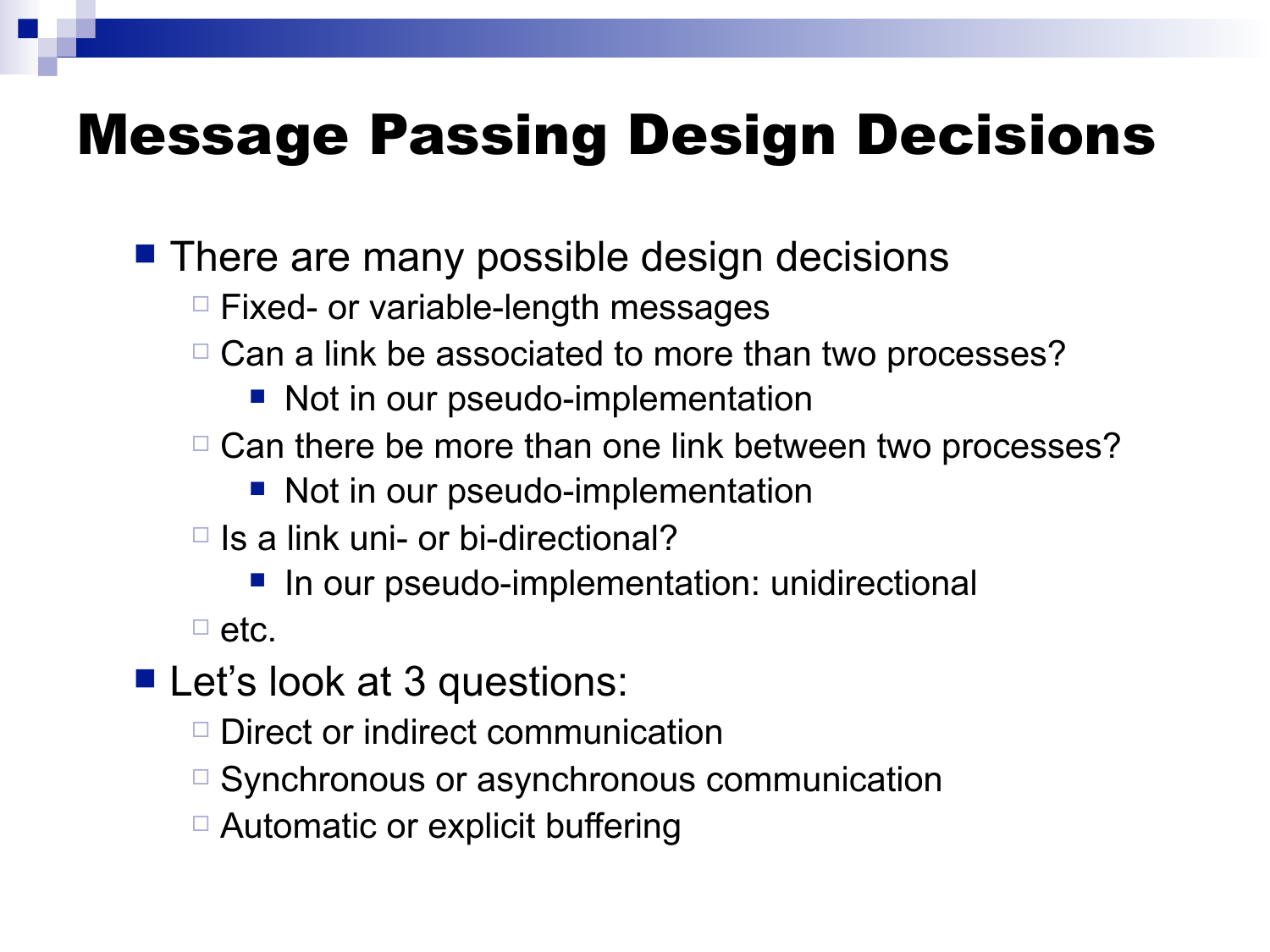# Message Passing Design Decisions

- There are many possible design decisions
  - Fixed- or variable-length messages
  - Can a link be associated to more than two processes?
    - Not in our pseudo-implementation
  - Can there be more than one link between two processes?
    - Not in our pseudo-implementation
  - Is a link uni- or bi-directional?
    - In our pseudo-implementation: unidirectional
  - etc.
- Let's look at 3 questions:
  - Direct or indirect communication
  - Synchronous or asynchronous communication
  - Automatic or explicit buffering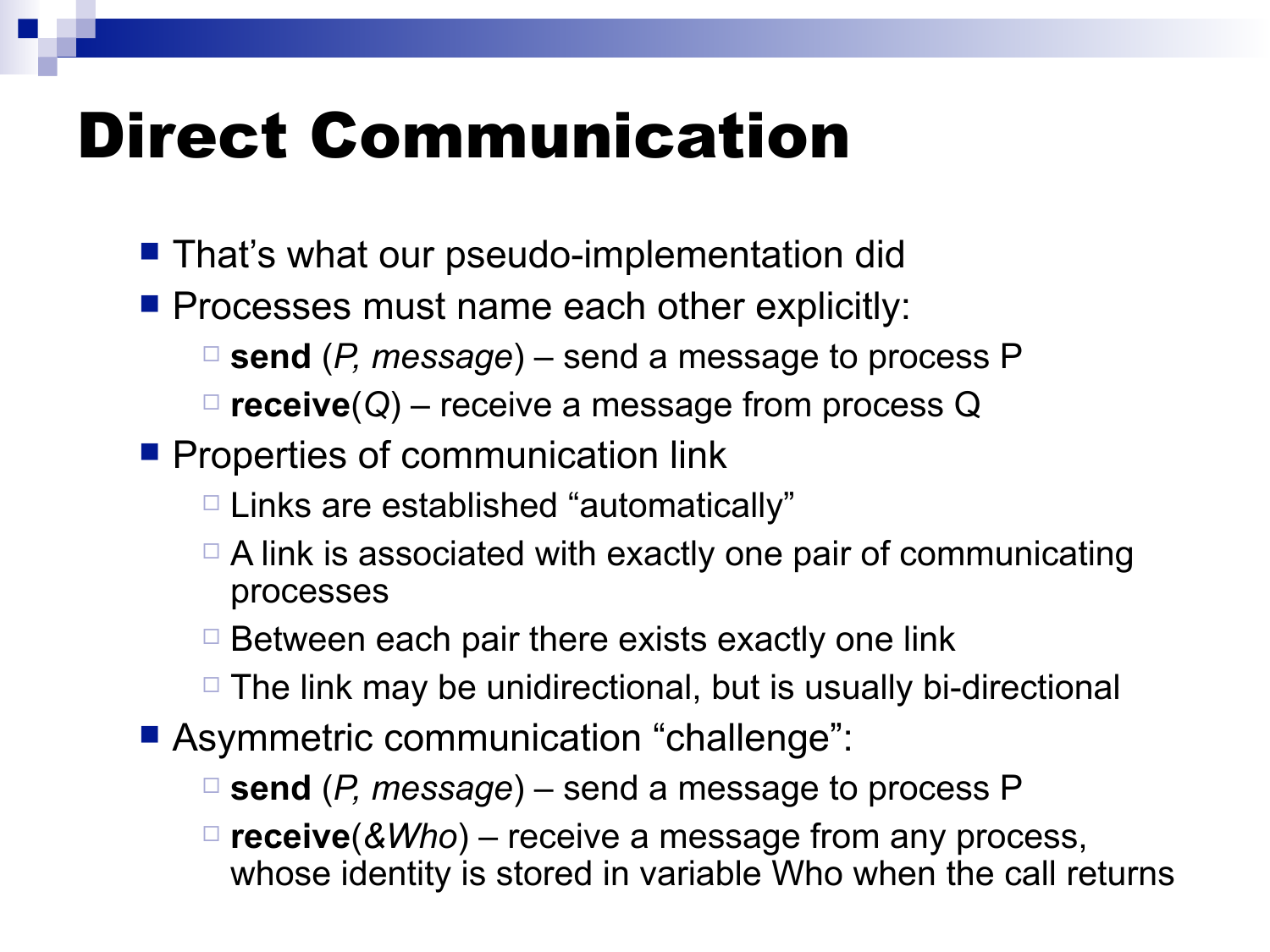# Direct Communication

- That's what our pseudo-implementation did
- Processes must name each other explicitly:
  - **send** (*P, message*) – send a message to process P
  - **receive**(*Q*) – receive a message from process Q
- Properties of communication link
  - Links are established "automatically"
  - A link is associated with exactly one pair of communicating processes
  - Between each pair there exists exactly one link
  - The link may be unidirectional, but is usually bi-directional
- Asymmetric communication "challenge":
  - **send** (*P, message*) – send a message to process P
  - **receive**(*&Who*) – receive a message from any process, whose identity is stored in variable Who when the call returns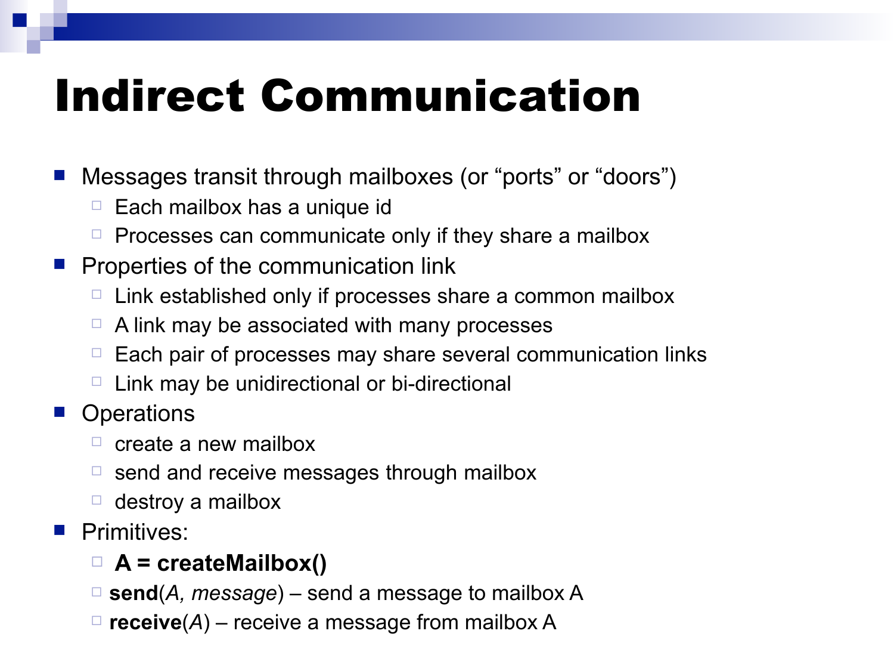# Indirect Communication

- Messages transit through mailboxes (or “ports” or “doors”)
  - Each mailbox has a unique id
  - Processes can communicate only if they share a mailbox
- Properties of the communication link
  - Link established only if processes share a common mailbox
  - A link may be associated with many processes
  - Each pair of processes may share several communication links
  - Link may be unidirectional or bi-directional
- Operations
  - create a new mailbox
  - send and receive messages through mailbox
  - destroy a mailbox
- Primitives:
  - **A = createMailbox()**
  - **send**(*A, message*) – send a message to mailbox A
  - **receive**(*A*) – receive a message from mailbox A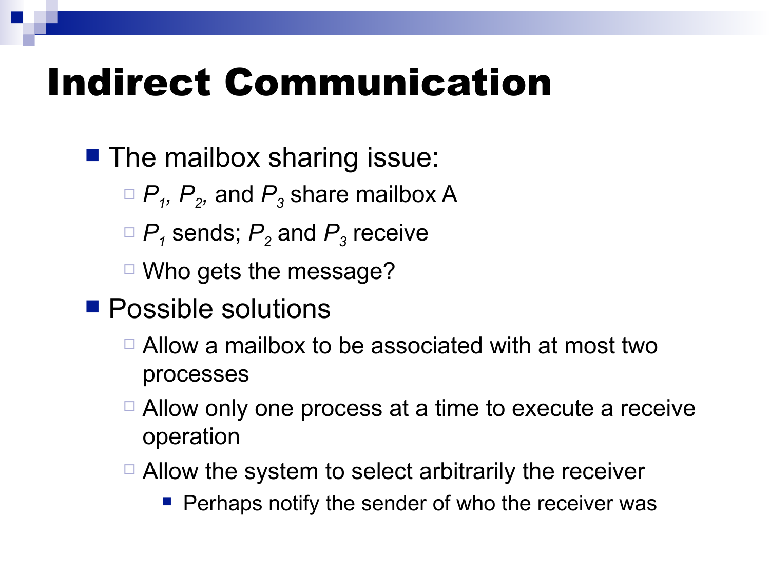# Indirect Communication

- The mailbox sharing issue:
  - $P_1$, $P_2$, and $P_3$ share mailbox A
  - $P_1$ sends; $P_2$ and $P_3$ receive
  - Who gets the message?
- Possible solutions
  - Allow a mailbox to be associated with at most two processes
  - Allow only one process at a time to execute a receive operation
  - Allow the system to select arbitrarily the receiver
    - Perhaps notify the sender of who the receiver was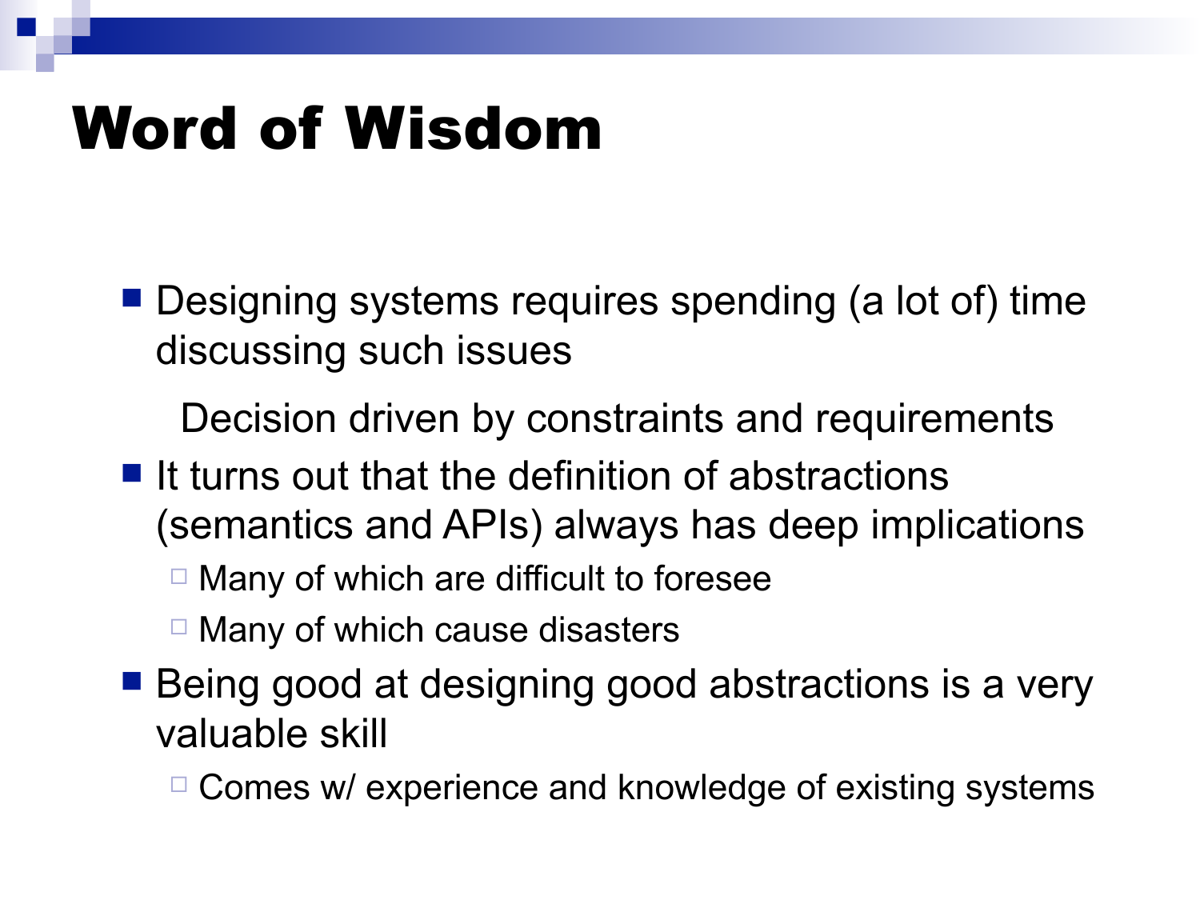# Word of Wisdom

- Designing systems requires spending (a lot of) time discussing such issues

  Decision driven by constraints and requirements

- It turns out that the definition of abstractions (semantics and APIs) always has deep implications
  - Many of which are difficult to foresee
  - Many of which cause disasters
- Being good at designing good abstractions is a very valuable skill
  - Comes w/ experience and knowledge of existing systems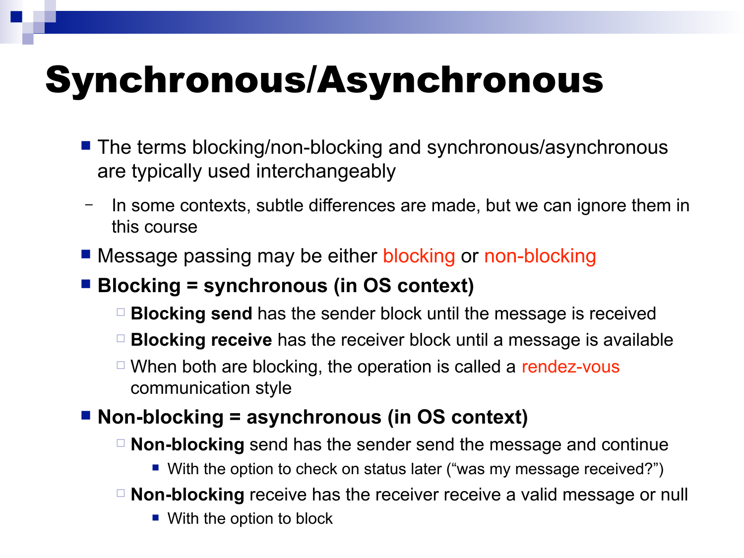# Synchronous/Asynchronous

- The terms blocking/non-blocking and synchronous/asynchronous are typically used interchangeably
  - In some contexts, subtle differences are made, but we can ignore them in this course
- Message passing may be either blocking or non-blocking
- **Blocking = synchronous (in OS context)**
  - **Blocking send** has the sender block until the message is received
  - **Blocking receive** has the receiver block until a message is available
  - When both are blocking, the operation is called a rendez-vous communication style
- **Non-blocking = asynchronous (in OS context)**
  - **Non-blocking** send has the sender send the message and continue
    - With the option to check on status later ("was my message received?")
  - **Non-blocking** receive has the receiver receive a valid message or null
    - With the option to block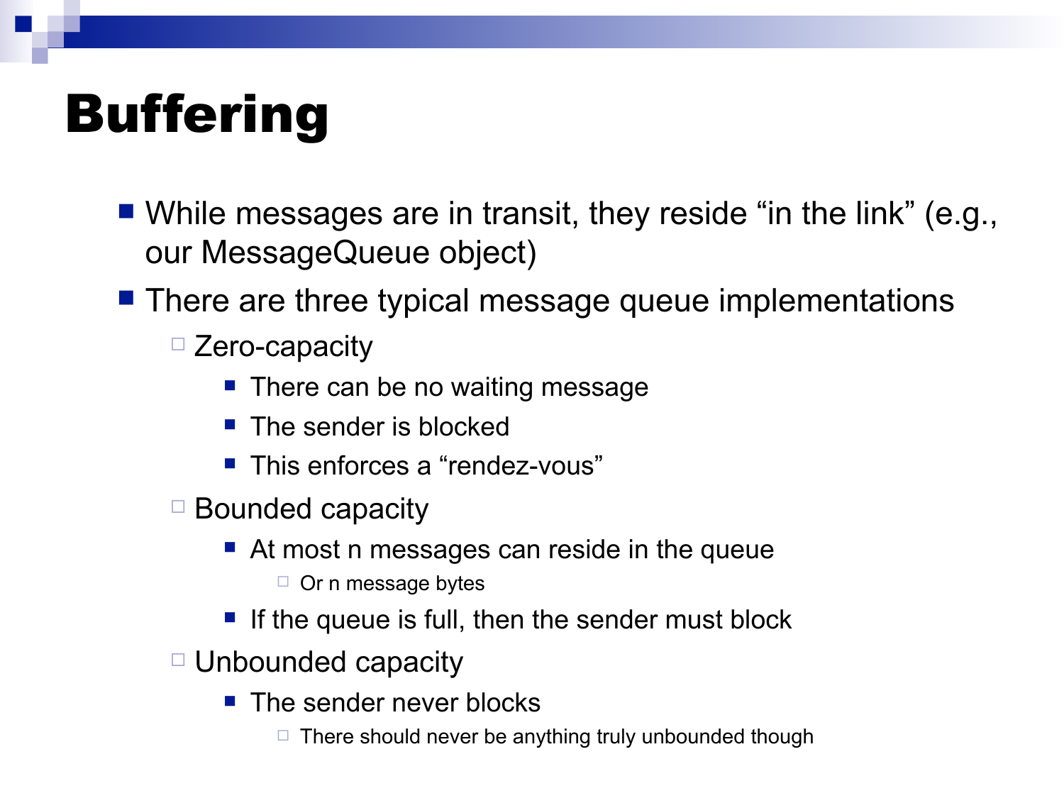# Buffering

- While messages are in transit, they reside “in the link” (e.g., our MessageQueue object)
- There are three typical message queue implementations
  - Zero-capacity
    - There can be no waiting message
    - The sender is blocked
    - This enforces a “rendez-vous”
  - Bounded capacity
    - At most n messages can reside in the queue
      - Or n message bytes
    - If the queue is full, then the sender must block
  - Unbounded capacity
    - The sender never blocks
      - There should never be anything truly unbounded though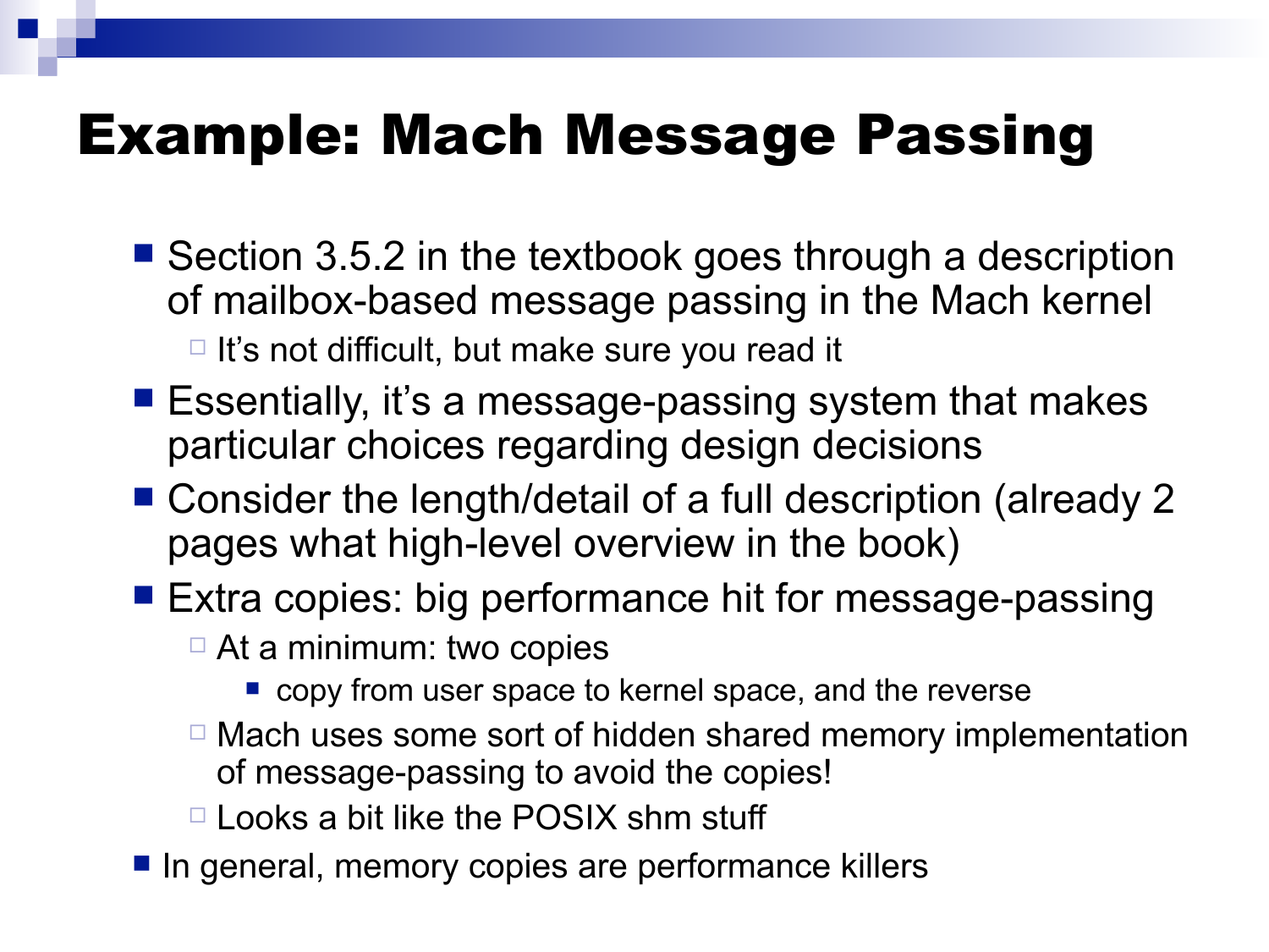# Example: Mach Message Passing

- Section 3.5.2 in the textbook goes through a description of mailbox-based message passing in the Mach kernel
  - It's not difficult, but make sure you read it
- Essentially, it's a message-passing system that makes particular choices regarding design decisions
- Consider the length/detail of a full description (already 2 pages what high-level overview in the book)
- Extra copies: big performance hit for message-passing
  - At a minimum: two copies
    - copy from user space to kernel space, and the reverse
  - Mach uses some sort of hidden shared memory implementation of message-passing to avoid the copies!
  - Looks a bit like the POSIX shm stuff
- In general, memory copies are performance killers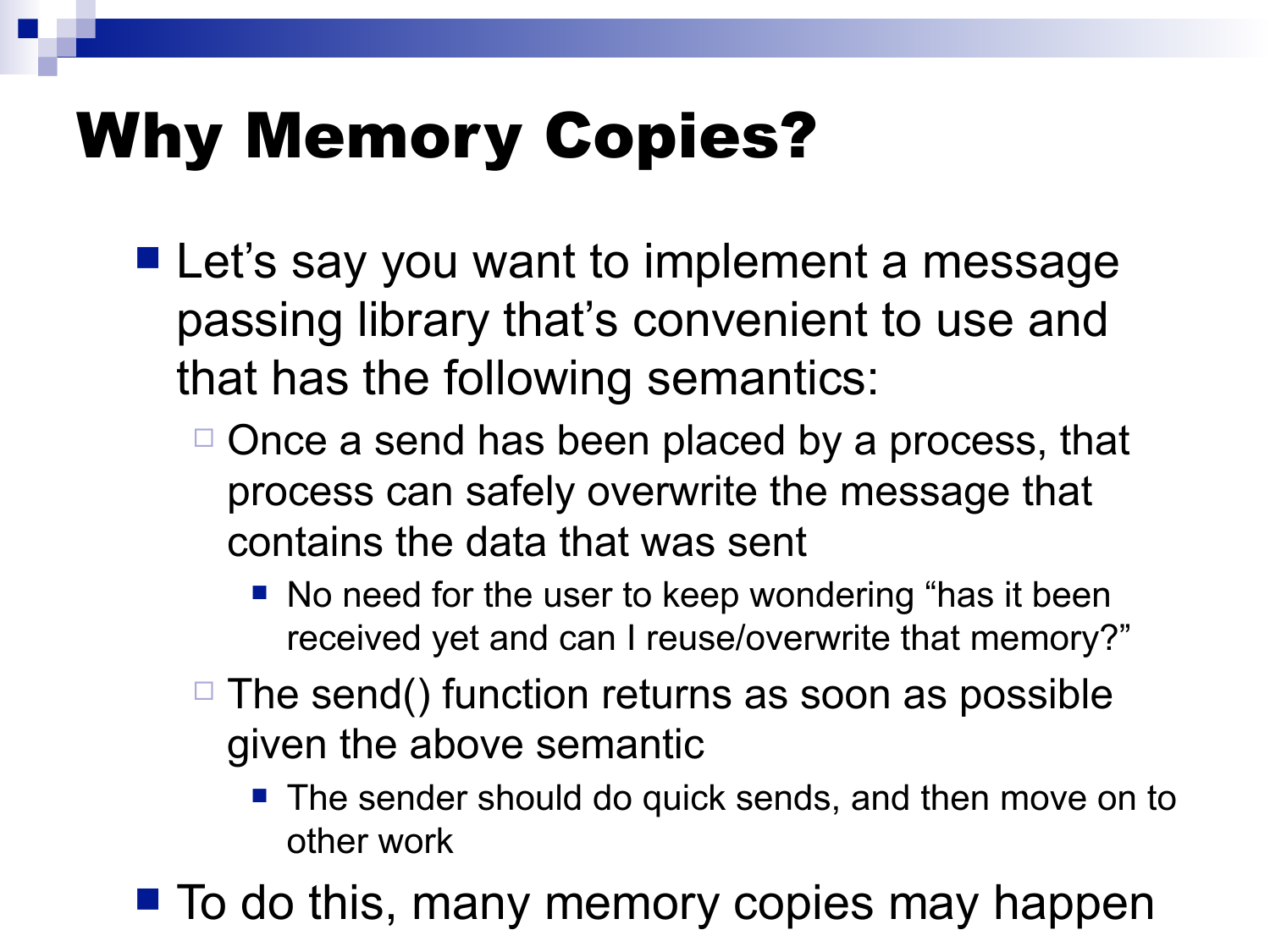# Why Memory Copies?

- Let's say you want to implement a message passing library that's convenient to use and that has the following semantics:
  - Once a send has been placed by a process, that process can safely overwrite the message that contains the data that was sent
    - No need for the user to keep wondering "has it been received yet and can I reuse/overwrite that memory?"
  - The send() function returns as soon as possible given the above semantic
    - The sender should do quick sends, and then move on to other work
- To do this, many memory copies may happen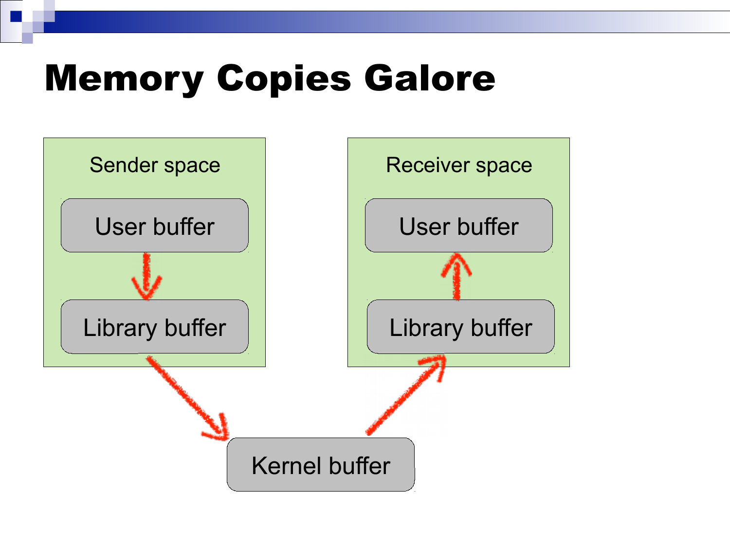# Memory Copies Galore

Sender space

User buffer

Library buffer

Receiver space

User buffer

Library buffer

Kernel buffer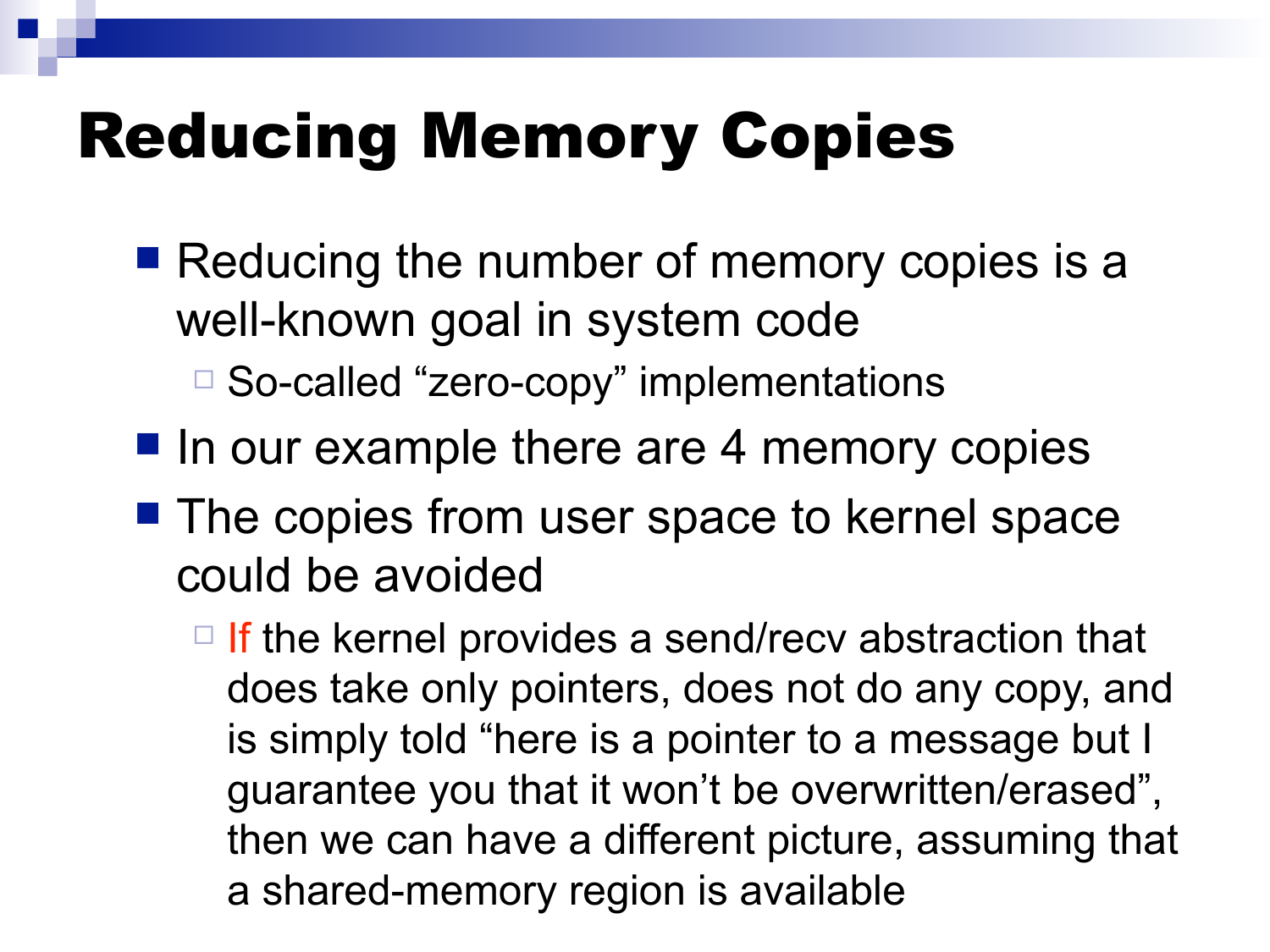# Reducing Memory Copies

- Reducing the number of memory copies is a well-known goal in system code
  - So-called “zero-copy” implementations
- In our example there are 4 memory copies
- The copies from user space to kernel space could be avoided
  - If the kernel provides a send/recv abstraction that does take only pointers, does not do any copy, and is simply told “here is a pointer to a message but I guarantee you that it won’t be overwritten/erased”, then we can have a different picture, assuming that a shared-memory region is available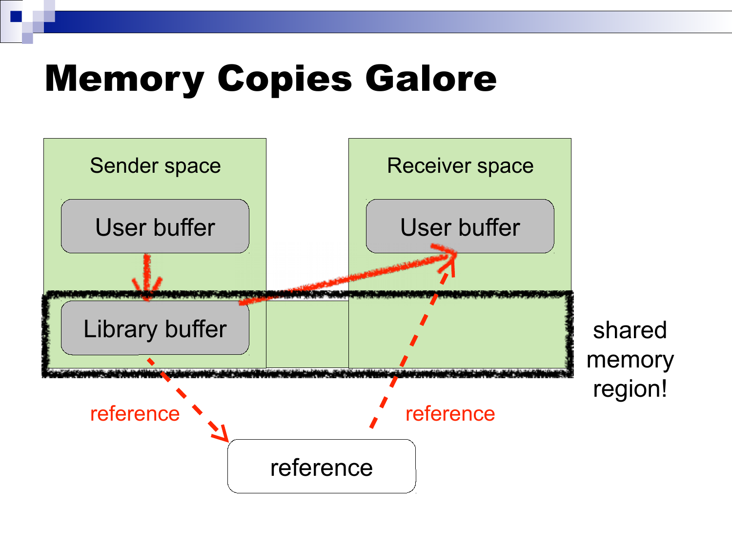# Memory Copies Galore

Sender space

User buffer

Library buffer

Receiver space

User buffer

shared memory region!

reference

reference

reference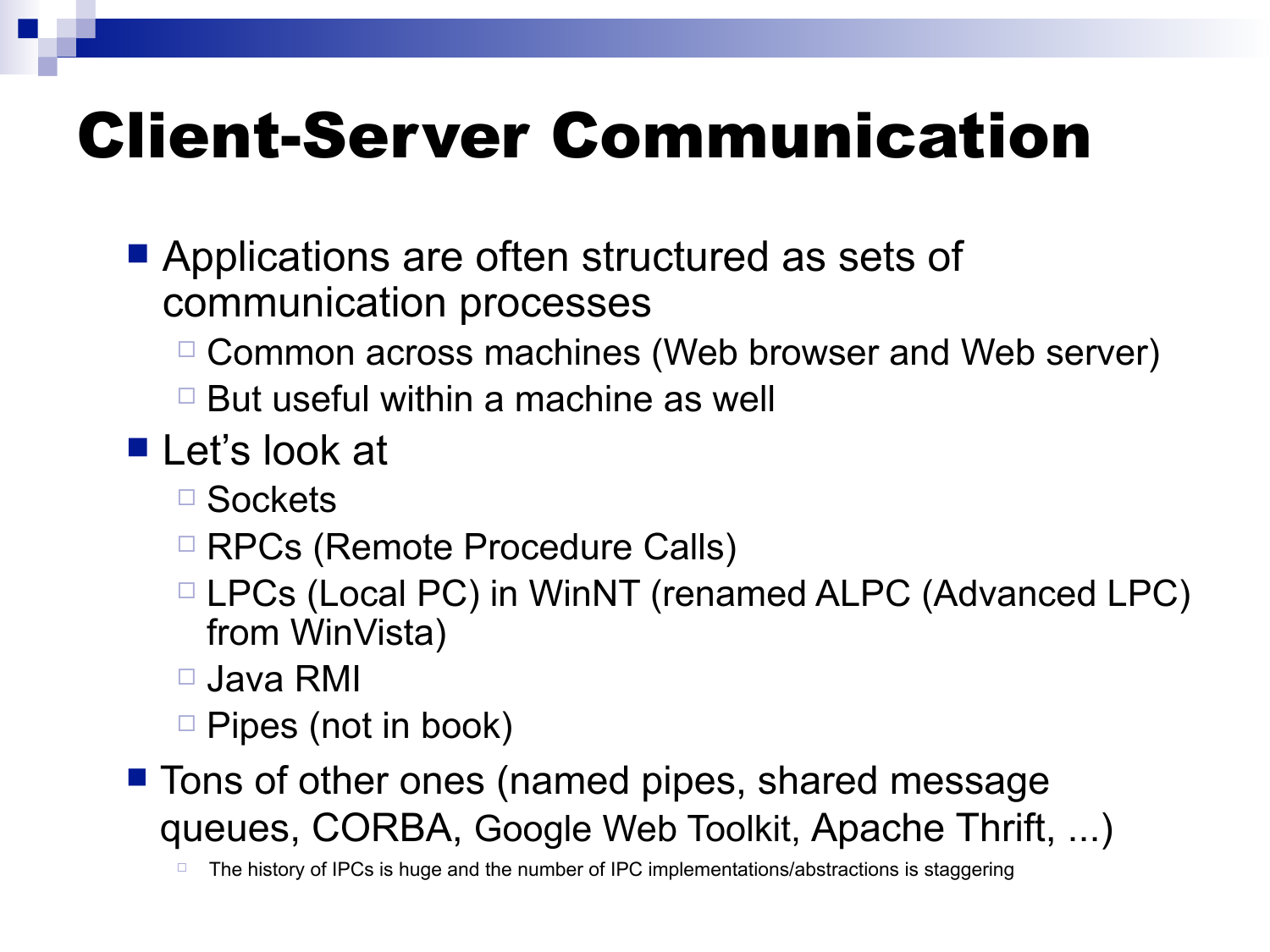# Client-Server Communication

- Applications are often structured as sets of communication processes
  - Common across machines (Web browser and Web server)
  - But useful within a machine as well
- Let's look at
  - Sockets
  - RPCs (Remote Procedure Calls)
  - LPCs (Local PC) in WinNT (renamed ALPC (Advanced LPC) from WinVista)
  - Java RMI
  - Pipes (not in book)
- Tons of other ones (named pipes, shared message queues, CORBA, Google Web Toolkit, Apache Thrift, ...)
  - The history of IPCs is huge and the number of IPC implementations/abstractions is staggering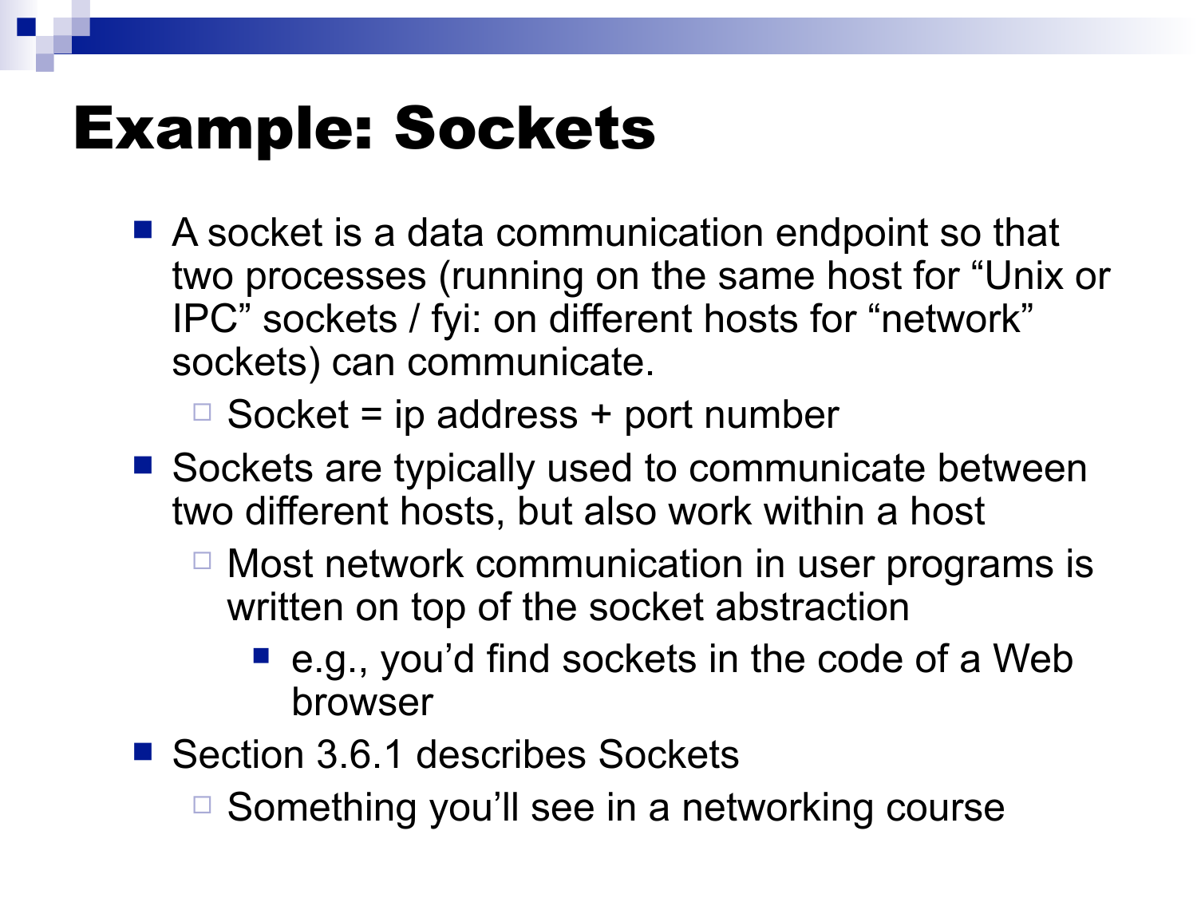# Example: Sockets

- A socket is a data communication endpoint so that two processes (running on the same host for “Unix or IPC” sockets / fyi: on different hosts for “network” sockets) can communicate.
  - Socket = ip address + port number
- Sockets are typically used to communicate between two different hosts, but also work within a host
  - Most network communication in user programs is written on top of the socket abstraction
    - e.g., you’d find sockets in the code of a Web browser
- Section 3.6.1 describes Sockets
  - Something you’ll see in a networking course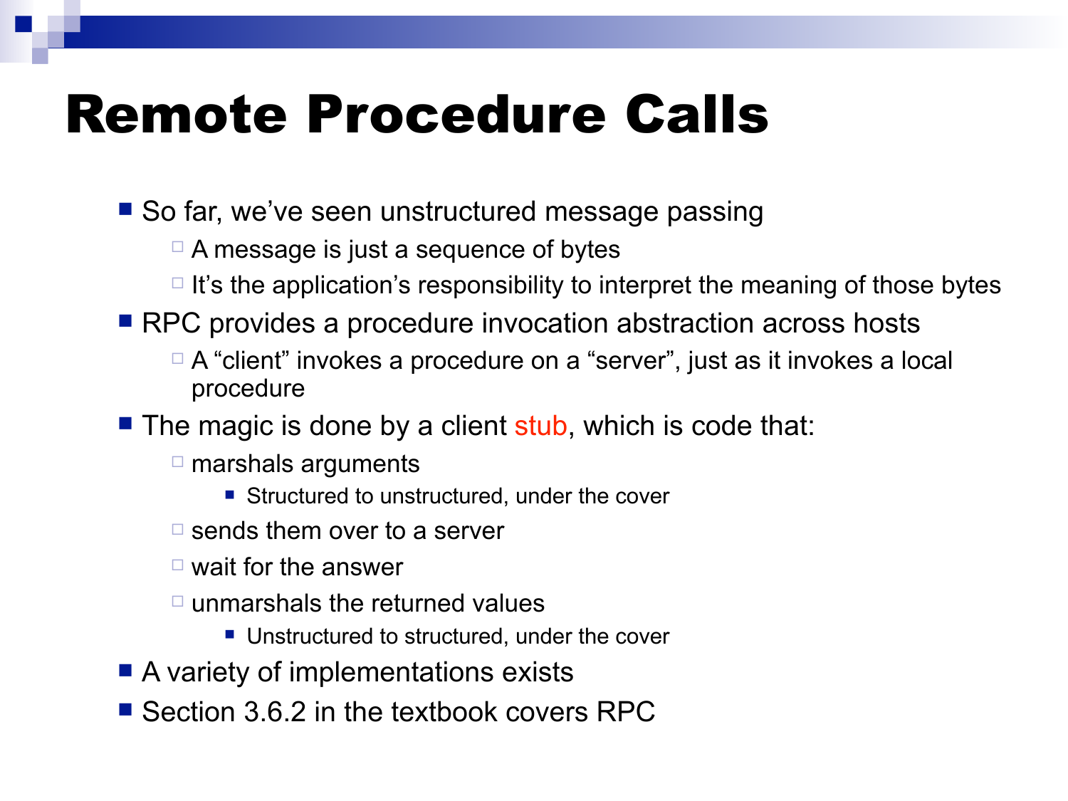# Remote Procedure Calls

- So far, we've seen unstructured message passing
  - A message is just a sequence of bytes
  - It's the application's responsibility to interpret the meaning of those bytes
- RPC provides a procedure invocation abstraction across hosts
  - A "client" invokes a procedure on a "server", just as it invokes a local procedure
- The magic is done by a client stub, which is code that:
  - marshals arguments
    - Structured to unstructured, under the cover
  - sends them over to a server
  - wait for the answer
  - unmarshals the returned values
    - Unstructured to structured, under the cover
- A variety of implementations exists
- Section 3.6.2 in the textbook covers RPC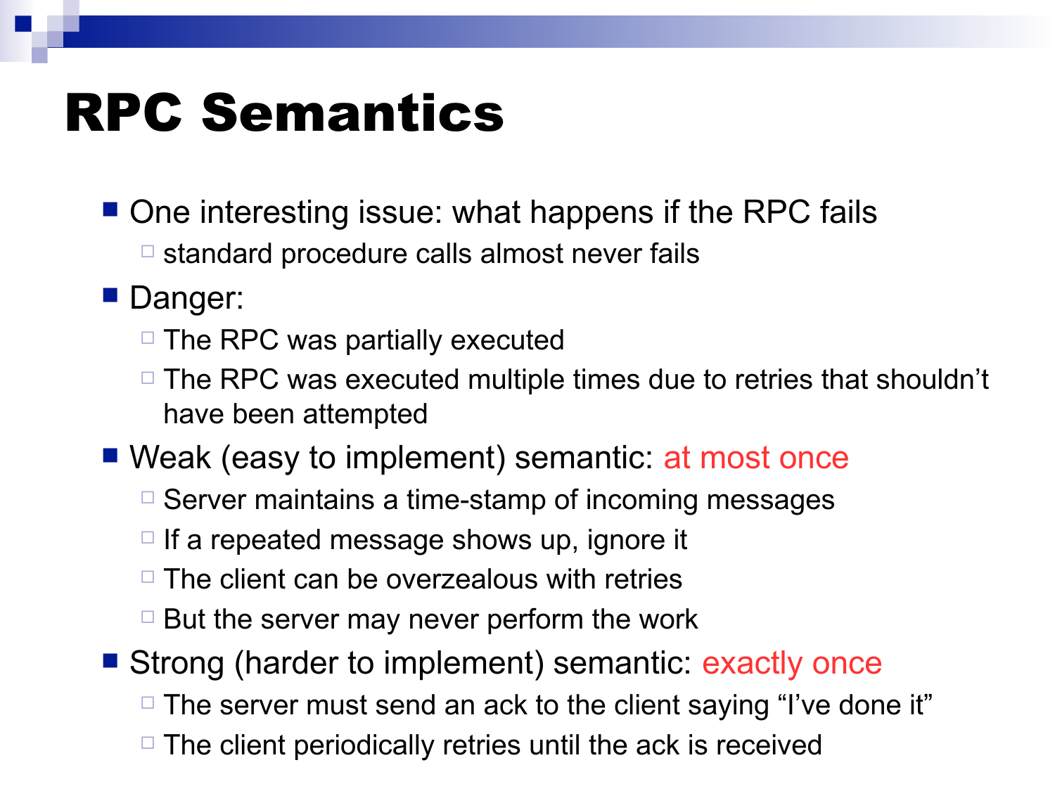# RPC Semantics

- One interesting issue: what happens if the RPC fails
  - standard procedure calls almost never fails
- Danger:
  - The RPC was partially executed
  - The RPC was executed multiple times due to retries that shouldn't have been attempted
- Weak (easy to implement) semantic: at most once
  - Server maintains a time-stamp of incoming messages
  - If a repeated message shows up, ignore it
  - The client can be overzealous with retries
  - But the server may never perform the work
- Strong (harder to implement) semantic: exactly once
  - The server must send an ack to the client saying "I've done it"
  - The client periodically retries until the ack is received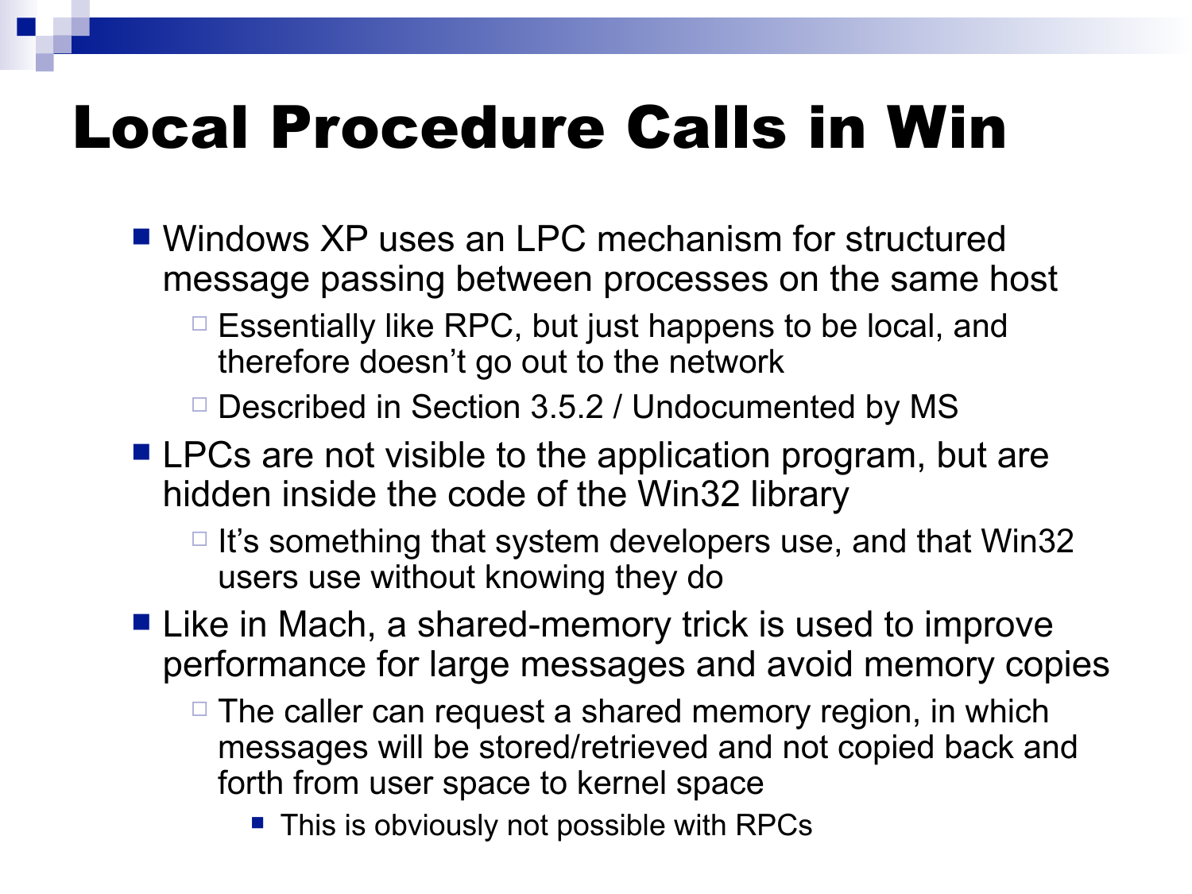# Local Procedure Calls in Win

- Windows XP uses an LPC mechanism for structured message passing between processes on the same host
  - Essentially like RPC, but just happens to be local, and therefore doesn't go out to the network
  - Described in Section 3.5.2 / Undocumented by MS
- LPCs are not visible to the application program, but are hidden inside the code of the Win32 library
  - It's something that system developers use, and that Win32 users use without knowing they do
- Like in Mach, a shared-memory trick is used to improve performance for large messages and avoid memory copies
  - The caller can request a shared memory region, in which messages will be stored/retrieved and not copied back and forth from user space to kernel space
    - This is obviously not possible with RPCs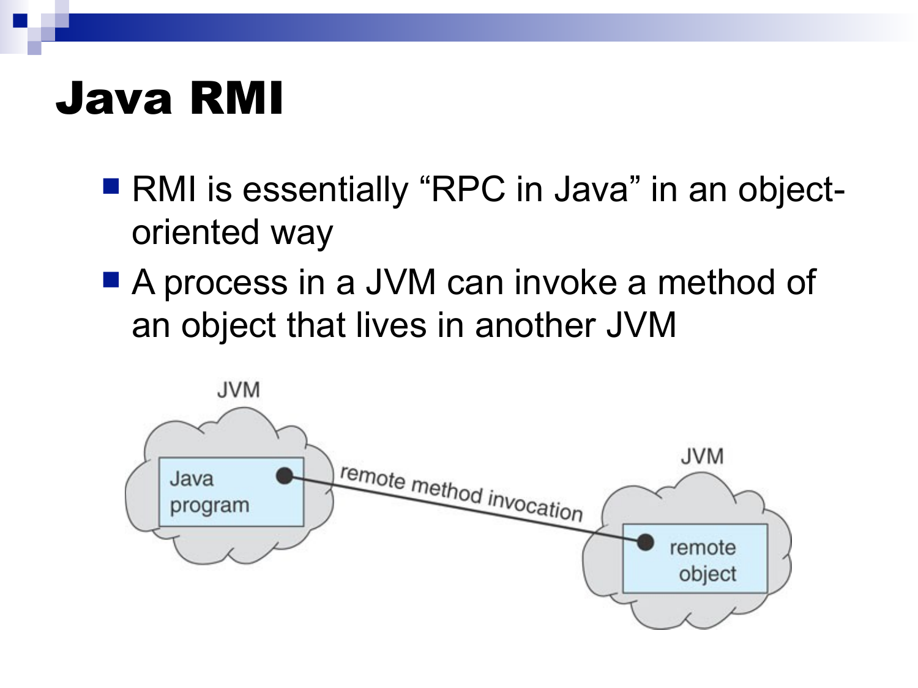# Java RMI

- RMI is essentially “RPC in Java” in an object-oriented way
- A process in a JVM can invoke a method of an object that lives in another JVM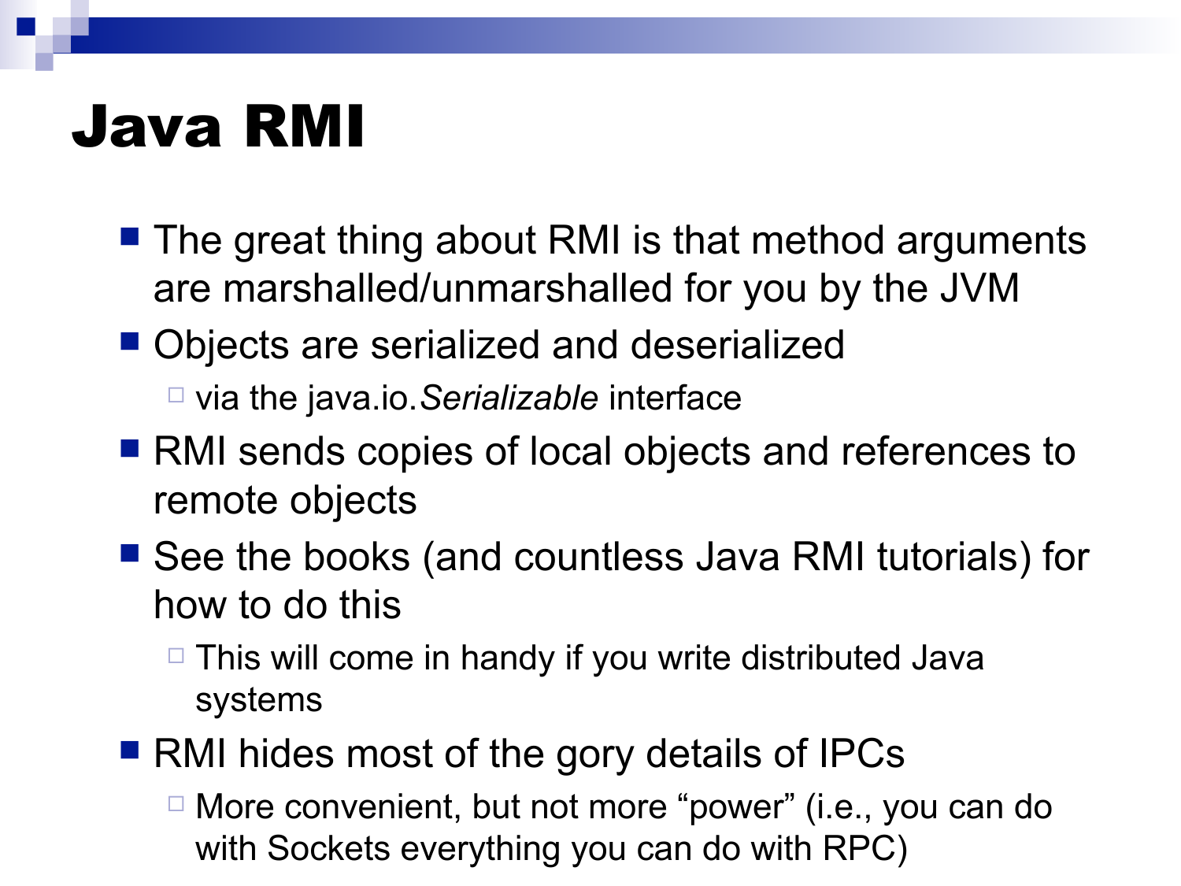# Java RMI

- The great thing about RMI is that method arguments are marshalled/unmarshalled for you by the JVM
- Objects are serialized and deserialized
  - via the java.io.*Serializable* interface
- RMI sends copies of local objects and references to remote objects
- See the books (and countless Java RMI tutorials) for how to do this
  - This will come in handy if you write distributed Java systems
- RMI hides most of the gory details of IPCs
  - More convenient, but not more “power” (i.e., you can do with Sockets everything you can do with RPC)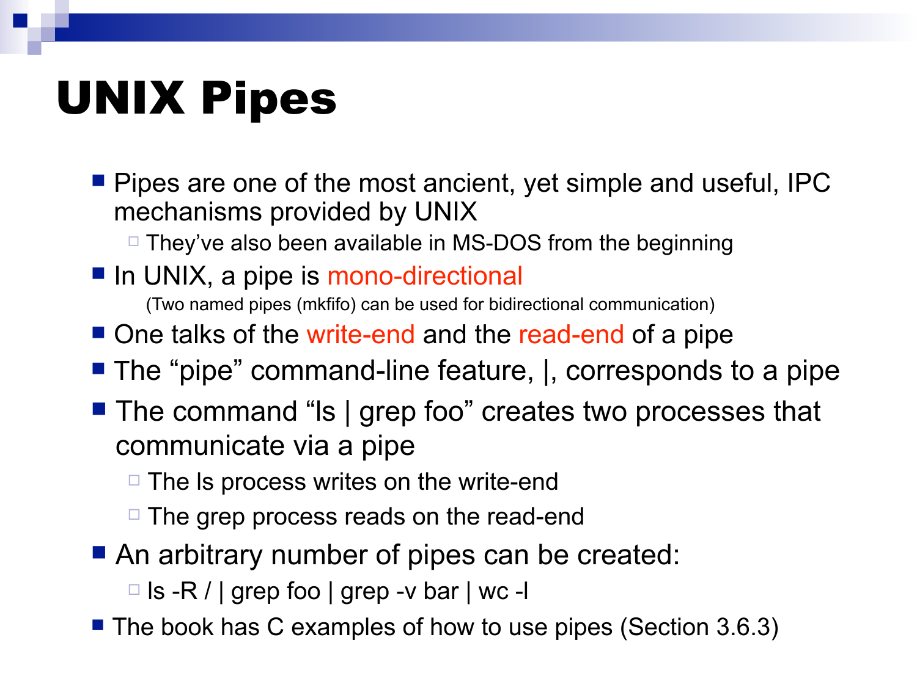# UNIX Pipes

- Pipes are one of the most ancient, yet simple and useful, IPC mechanisms provided by UNIX
  - They've also been available in MS-DOS from the beginning
- In UNIX, a pipe is mono-directional

  (Two named pipes (mkfifo) can be used for bidirectional communication)
- One talks of the write-end and the read-end of a pipe
- The "pipe" command-line feature, |, corresponds to a pipe
- The command "ls | grep foo" creates two processes that communicate via a pipe
  - The ls process writes on the write-end
  - The grep process reads on the read-end
- An arbitrary number of pipes can be created:
  - ls -R / | grep foo | grep -v bar | wc -l
- The book has C examples of how to use pipes (Section 3.6.3)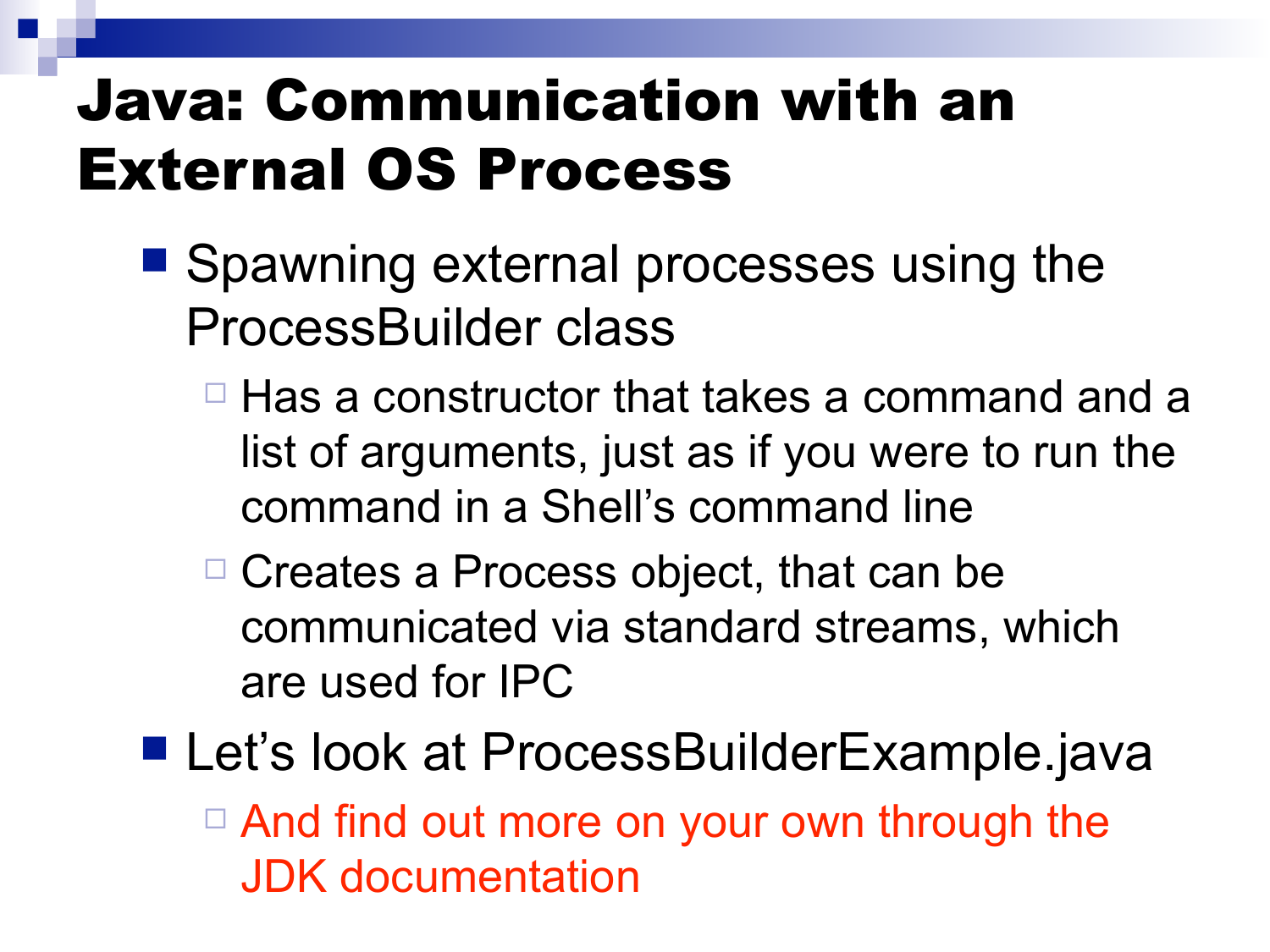# Java: Communication with an External OS Process

- Spawning external processes using the ProcessBuilder class
  - Has a constructor that takes a command and a list of arguments, just as if you were to run the command in a Shell's command line
  - Creates a Process object, that can be communicated via standard streams, which are used for IPC
- Let's look at ProcessBuilderExample.java
  - And find out more on your own through the JDK documentation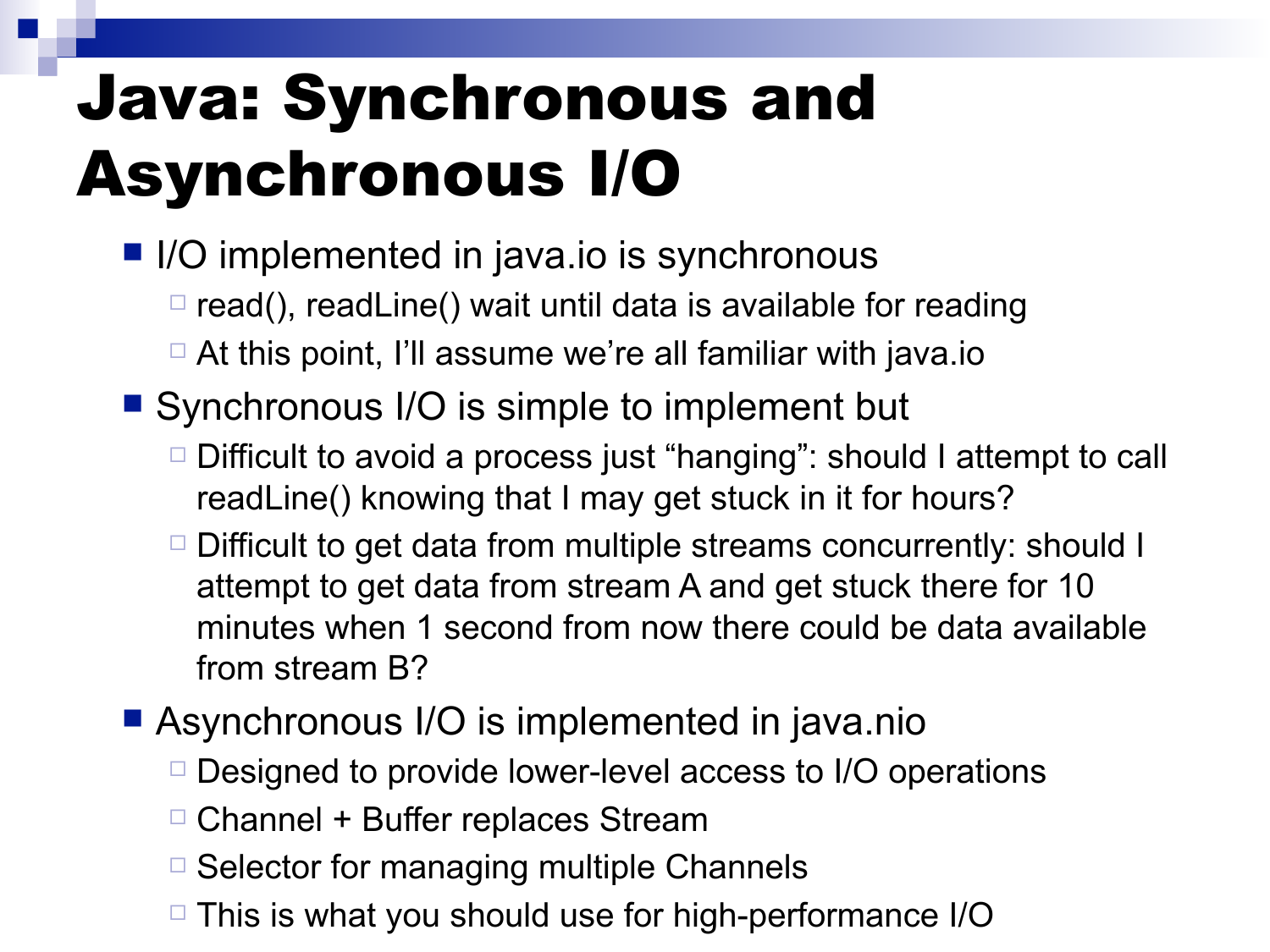# Java: Synchronous and Asynchronous I/O

- I/O implemented in java.io is synchronous
  - read(), readLine() wait until data is available for reading
  - At this point, I'll assume we're all familiar with java.io
- Synchronous I/O is simple to implement but
  - Difficult to avoid a process just "hanging": should I attempt to call readLine() knowing that I may get stuck in it for hours?
  - Difficult to get data from multiple streams concurrently: should I attempt to get data from stream A and get stuck there for 10 minutes when 1 second from now there could be data available from stream B?
- Asynchronous I/O is implemented in java.nio
  - Designed to provide lower-level access to I/O operations
  - Channel + Buffer replaces Stream
  - Selector for managing multiple Channels
  - This is what you should use for high-performance I/O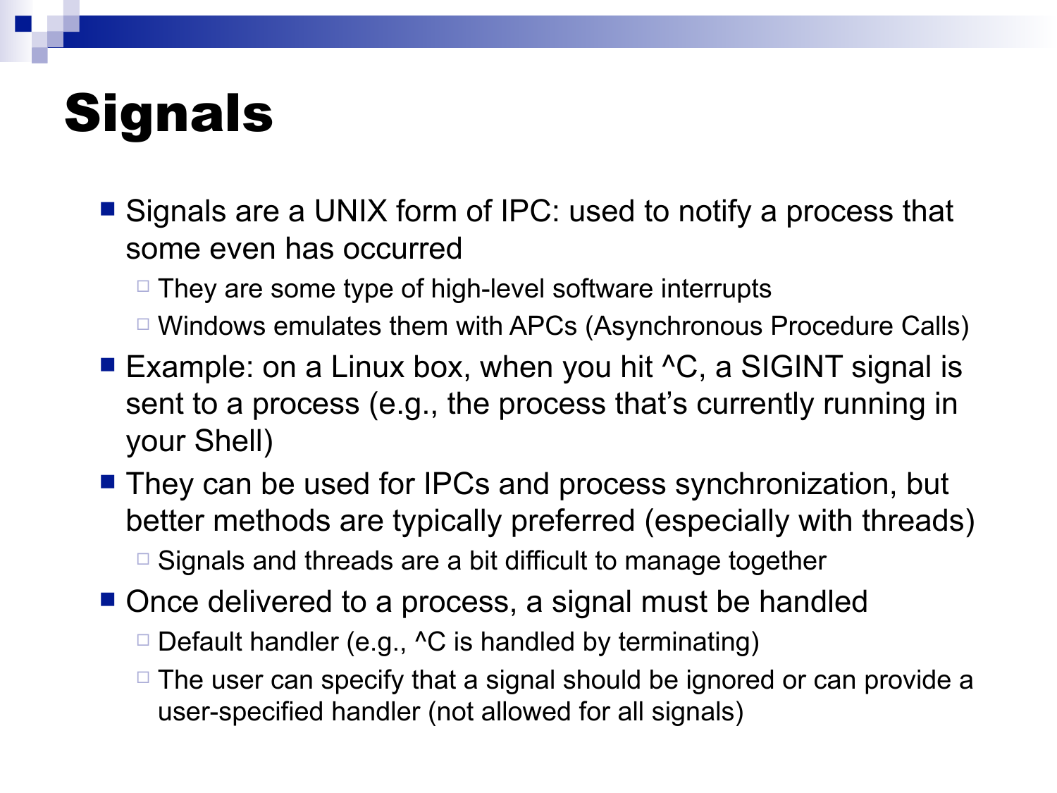# Signals

- Signals are a UNIX form of IPC: used to notify a process that some even has occurred
  - They are some type of high-level software interrupts
  - Windows emulates them with APCs (Asynchronous Procedure Calls)
- Example: on a Linux box, when you hit ^C, a SIGINT signal is sent to a process (e.g., the process that's currently running in your Shell)
- They can be used for IPCs and process synchronization, but better methods are typically preferred (especially with threads)
  - Signals and threads are a bit difficult to manage together
- Once delivered to a process, a signal must be handled
  - Default handler (e.g., ^C is handled by terminating)
  - The user can specify that a signal should be ignored or can provide a user-specified handler (not allowed for all signals)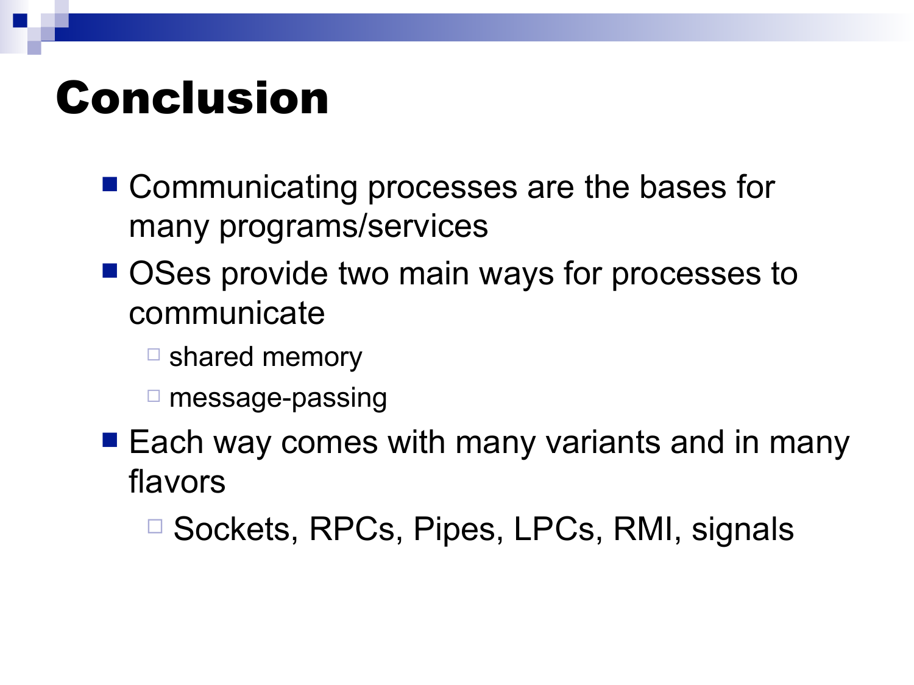# Conclusion

- Communicating processes are the bases for many programs/services
- OSes provide two main ways for processes to communicate
  - shared memory
  - message-passing
- Each way comes with many variants and in many flavors
  - Sockets, RPCs, Pipes, LPCs, RMI, signals